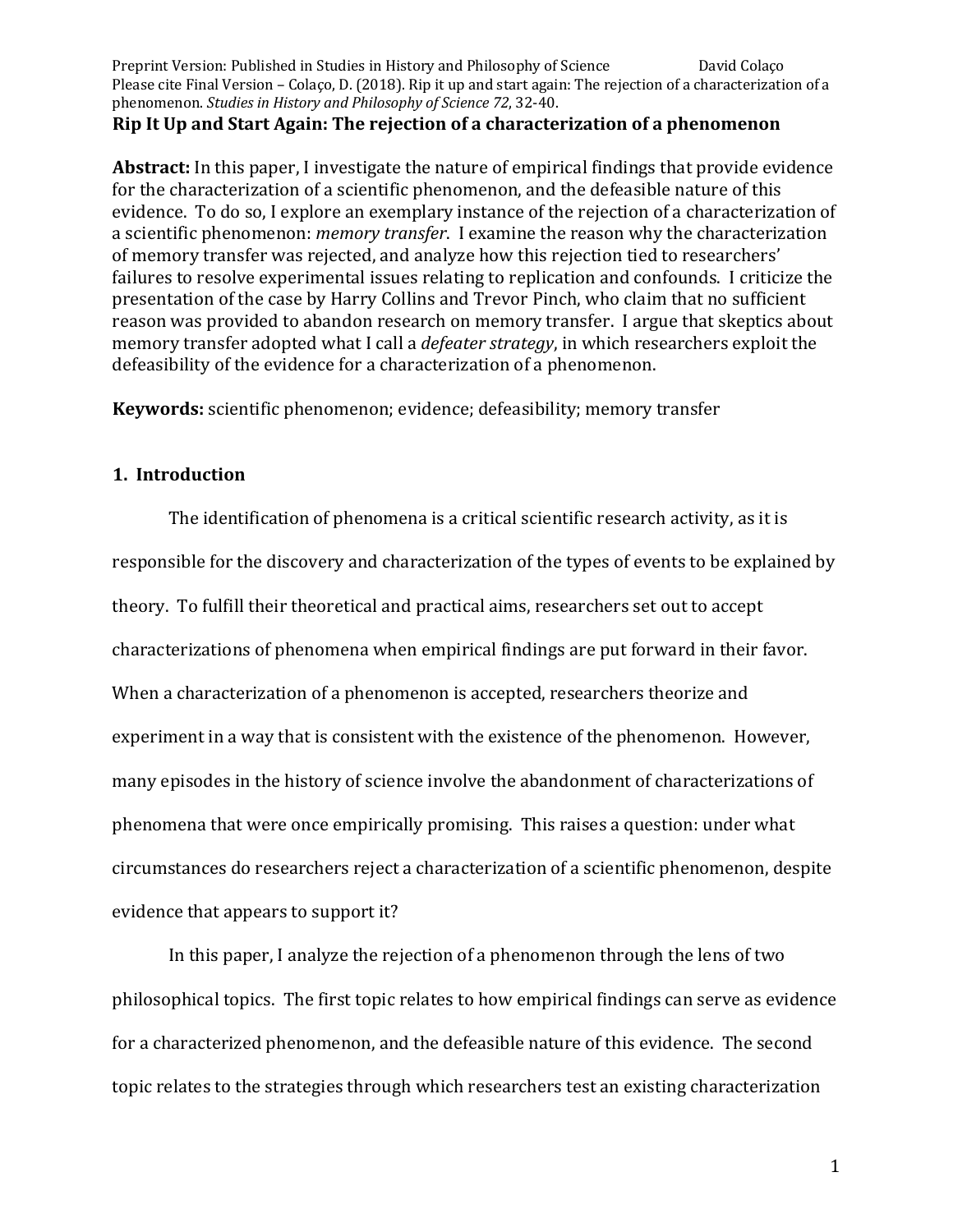Preprint Version: Published in Studies in History and Philosophy of Science David Colaço
Please cite Final Version – Colaço, D. (2018). Rip it up and start again: The rejection of a characterization of a phenomenon. *Studies in History and Philosophy of Science 72*, 32-40.

# Rip It Up and Start Again: The rejection of a characterization of a phenomenon

**Abstract:** In this paper, I investigate the nature of empirical findings that provide evidence for the characterization of a scientific phenomenon, and the defeasible nature of this evidence. To do so, I explore an exemplary instance of the rejection of a characterization of a scientific phenomenon: *memory transfer*. I examine the reason why the characterization of memory transfer was rejected, and analyze how this rejection tied to researchers' failures to resolve experimental issues relating to replication and confounds. I criticize the presentation of the case by Harry Collins and Trevor Pinch, who claim that no sufficient reason was provided to abandon research on memory transfer. I argue that skeptics about memory transfer adopted what I call a *defeater strategy*, in which researchers exploit the defeasibility of the evidence for a characterization of a phenomenon.

**Keywords:** scientific phenomenon; evidence; defeasibility; memory transfer

## 1. Introduction

The identification of phenomena is a critical scientific research activity, as it is responsible for the discovery and characterization of the types of events to be explained by theory. To fulfill their theoretical and practical aims, researchers set out to accept characterizations of phenomena when empirical findings are put forward in their favor. When a characterization of a phenomenon is accepted, researchers theorize and experiment in a way that is consistent with the existence of the phenomenon. However, many episodes in the history of science involve the abandonment of characterizations of phenomena that were once empirically promising. This raises a question: under what circumstances do researchers reject a characterization of a scientific phenomenon, despite evidence that appears to support it?

In this paper, I analyze the rejection of a phenomenon through the lens of two philosophical topics. The first topic relates to how empirical findings can serve as evidence for a characterized phenomenon, and the defeasible nature of this evidence. The second topic relates to the strategies through which researchers test an existing characterization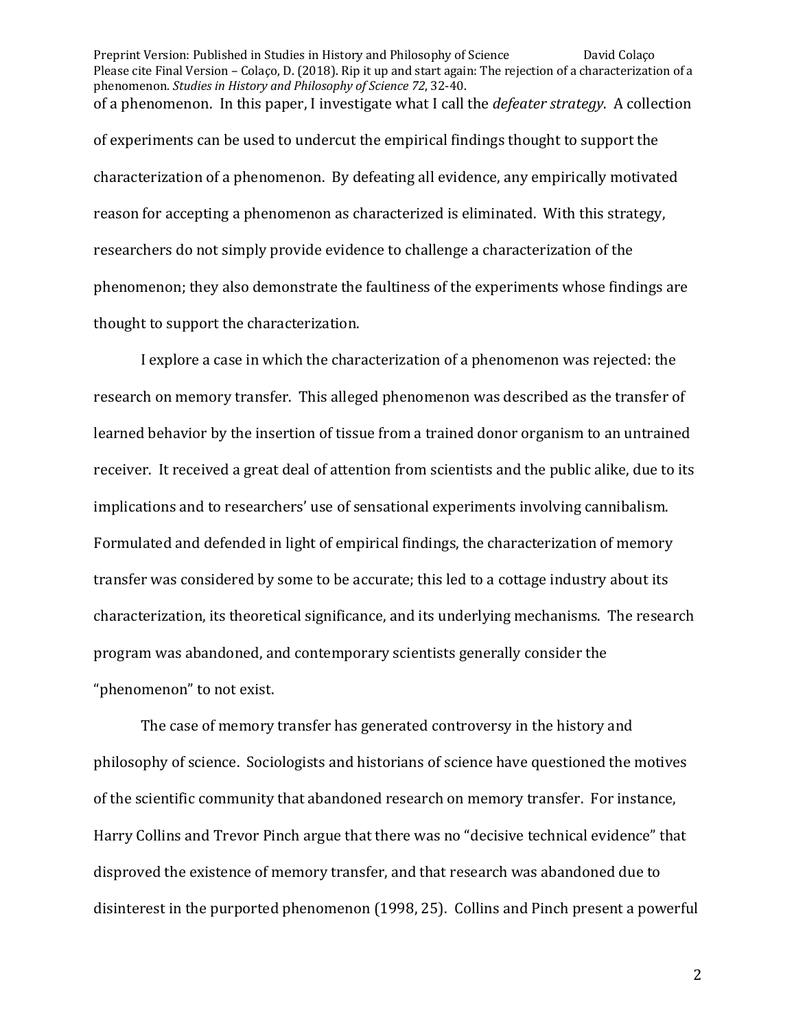of a phenomenon. In this paper, I investigate what I call the *defeater strategy*. A collection of experiments can be used to undercut the empirical findings thought to support the characterization of a phenomenon. By defeating all evidence, any empirically motivated reason for accepting a phenomenon as characterized is eliminated. With this strategy, researchers do not simply provide evidence to challenge a characterization of the phenomenon; they also demonstrate the faultiness of the experiments whose findings are thought to support the characterization.

I explore a case in which the characterization of a phenomenon was rejected: the research on memory transfer. This alleged phenomenon was described as the transfer of learned behavior by the insertion of tissue from a trained donor organism to an untrained receiver. It received a great deal of attention from scientists and the public alike, due to its implications and to researchers' use of sensational experiments involving cannibalism. Formulated and defended in light of empirical findings, the characterization of memory transfer was considered by some to be accurate; this led to a cottage industry about its characterization, its theoretical significance, and its underlying mechanisms. The research program was abandoned, and contemporary scientists generally consider the "phenomenon" to not exist.

The case of memory transfer has generated controversy in the history and philosophy of science. Sociologists and historians of science have questioned the motives of the scientific community that abandoned research on memory transfer. For instance, Harry Collins and Trevor Pinch argue that there was no "decisive technical evidence" that disproved the existence of memory transfer, and that research was abandoned due to disinterest in the purported phenomenon (1998, 25). Collins and Pinch present a powerful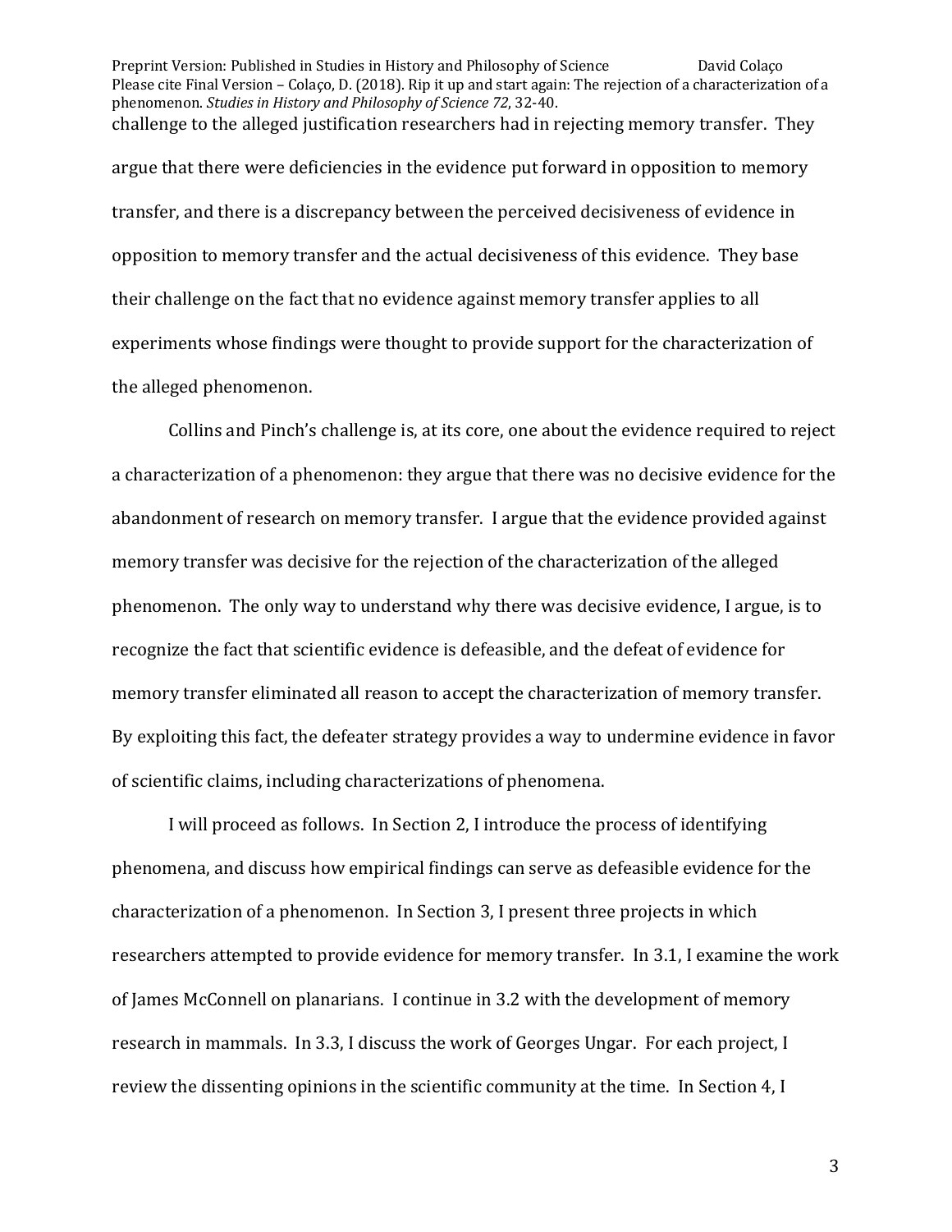challenge to the alleged justification researchers had in rejecting memory transfer. They argue that there were deficiencies in the evidence put forward in opposition to memory transfer, and there is a discrepancy between the perceived decisiveness of evidence in opposition to memory transfer and the actual decisiveness of this evidence. They base their challenge on the fact that no evidence against memory transfer applies to all experiments whose findings were thought to provide support for the characterization of the alleged phenomenon.

Collins and Pinch's challenge is, at its core, one about the evidence required to reject a characterization of a phenomenon: they argue that there was no decisive evidence for the abandonment of research on memory transfer. I argue that the evidence provided against memory transfer was decisive for the rejection of the characterization of the alleged phenomenon. The only way to understand why there was decisive evidence, I argue, is to recognize the fact that scientific evidence is defeasible, and the defeat of evidence for memory transfer eliminated all reason to accept the characterization of memory transfer. By exploiting this fact, the defeater strategy provides a way to undermine evidence in favor of scientific claims, including characterizations of phenomena.

I will proceed as follows. In Section 2, I introduce the process of identifying phenomena, and discuss how empirical findings can serve as defeasible evidence for the characterization of a phenomenon. In Section 3, I present three projects in which researchers attempted to provide evidence for memory transfer. In 3.1, I examine the work of James McConnell on planarians. I continue in 3.2 with the development of memory research in mammals. In 3.3, I discuss the work of Georges Ungar. For each project, I review the dissenting opinions in the scientific community at the time. In Section 4, I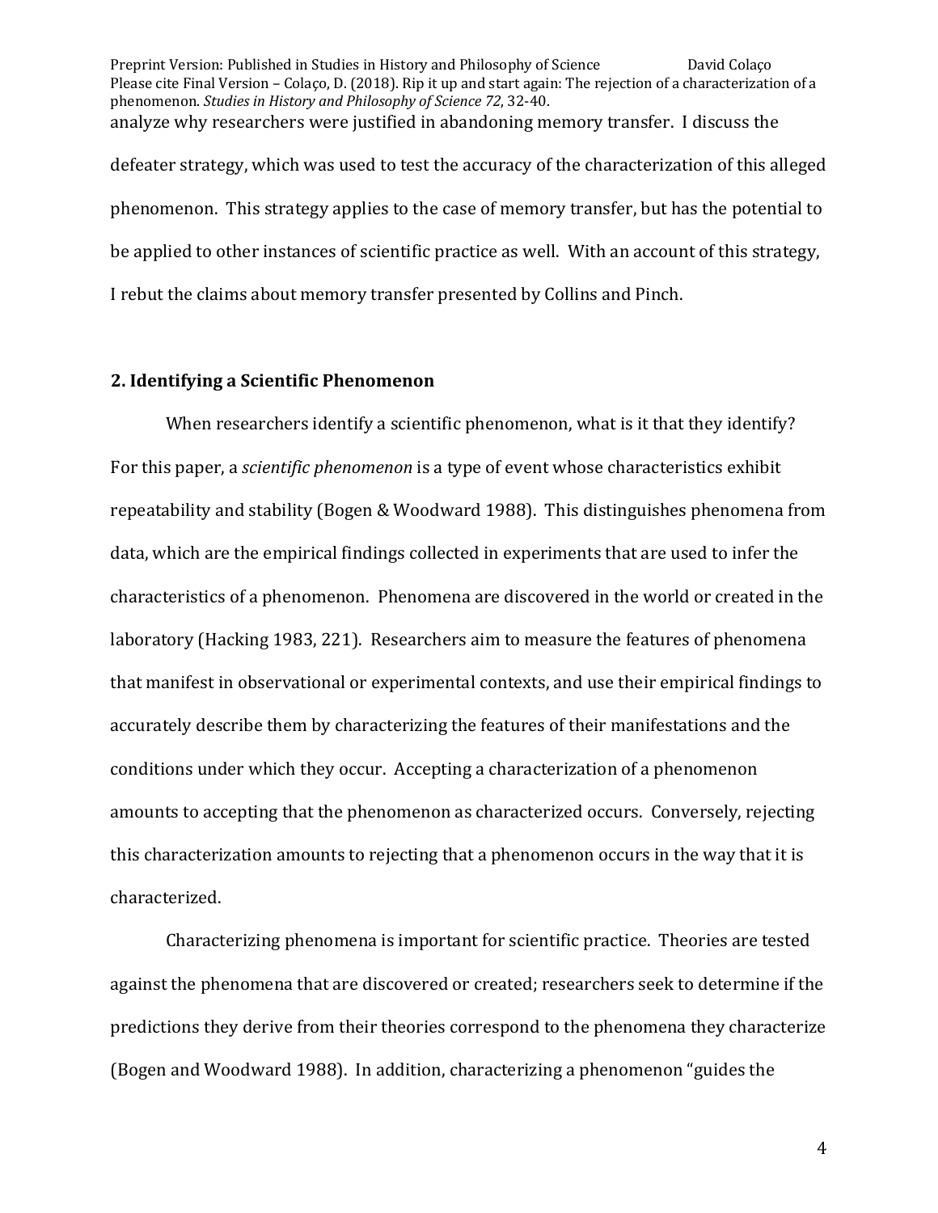analyze why researchers were justified in abandoning memory transfer. I discuss the defeater strategy, which was used to test the accuracy of the characterization of this alleged phenomenon. This strategy applies to the case of memory transfer, but has the potential to be applied to other instances of scientific practice as well. With an account of this strategy, I rebut the claims about memory transfer presented by Collins and Pinch.

## 2. Identifying a Scientific Phenomenon

When researchers identify a scientific phenomenon, what is it that they identify? For this paper, a *scientific phenomenon* is a type of event whose characteristics exhibit repeatability and stability (Bogen & Woodward 1988). This distinguishes phenomena from data, which are the empirical findings collected in experiments that are used to infer the characteristics of a phenomenon. Phenomena are discovered in the world or created in the laboratory (Hacking 1983, 221). Researchers aim to measure the features of phenomena that manifest in observational or experimental contexts, and use their empirical findings to accurately describe them by characterizing the features of their manifestations and the conditions under which they occur. Accepting a characterization of a phenomenon amounts to accepting that the phenomenon as characterized occurs. Conversely, rejecting this characterization amounts to rejecting that a phenomenon occurs in the way that it is characterized.

Characterizing phenomena is important for scientific practice. Theories are tested against the phenomena that are discovered or created; researchers seek to determine if the predictions they derive from their theories correspond to the phenomena they characterize (Bogen and Woodward 1988). In addition, characterizing a phenomenon "guides the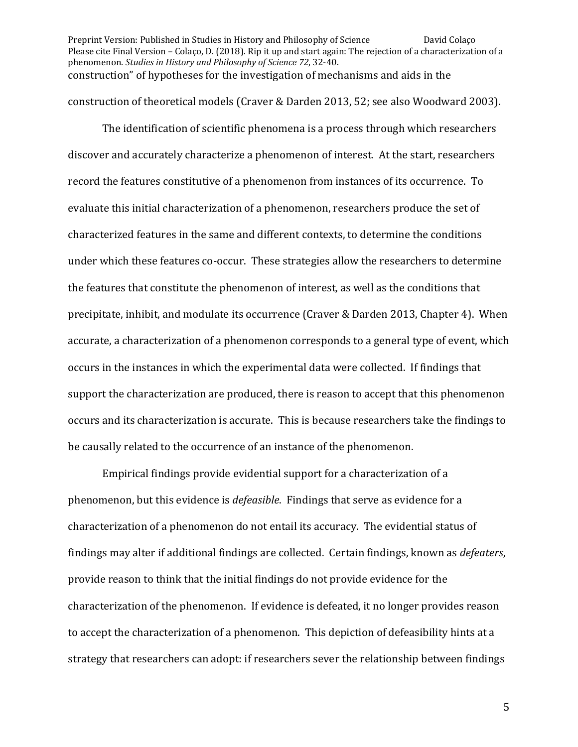construction" of hypotheses for the investigation of mechanisms and aids in the construction of theoretical models (Craver & Darden 2013, 52; see also Woodward 2003).

The identification of scientific phenomena is a process through which researchers discover and accurately characterize a phenomenon of interest. At the start, researchers record the features constitutive of a phenomenon from instances of its occurrence. To evaluate this initial characterization of a phenomenon, researchers produce the set of characterized features in the same and different contexts, to determine the conditions under which these features co-occur. These strategies allow the researchers to determine the features that constitute the phenomenon of interest, as well as the conditions that precipitate, inhibit, and modulate its occurrence (Craver & Darden 2013, Chapter 4). When accurate, a characterization of a phenomenon corresponds to a general type of event, which occurs in the instances in which the experimental data were collected. If findings that support the characterization are produced, there is reason to accept that this phenomenon occurs and its characterization is accurate. This is because researchers take the findings to be causally related to the occurrence of an instance of the phenomenon.

Empirical findings provide evidential support for a characterization of a phenomenon, but this evidence is *defeasible*. Findings that serve as evidence for a characterization of a phenomenon do not entail its accuracy. The evidential status of findings may alter if additional findings are collected. Certain findings, known as *defeaters*, provide reason to think that the initial findings do not provide evidence for the characterization of the phenomenon. If evidence is defeated, it no longer provides reason to accept the characterization of a phenomenon. This depiction of defeasibility hints at a strategy that researchers can adopt: if researchers sever the relationship between findings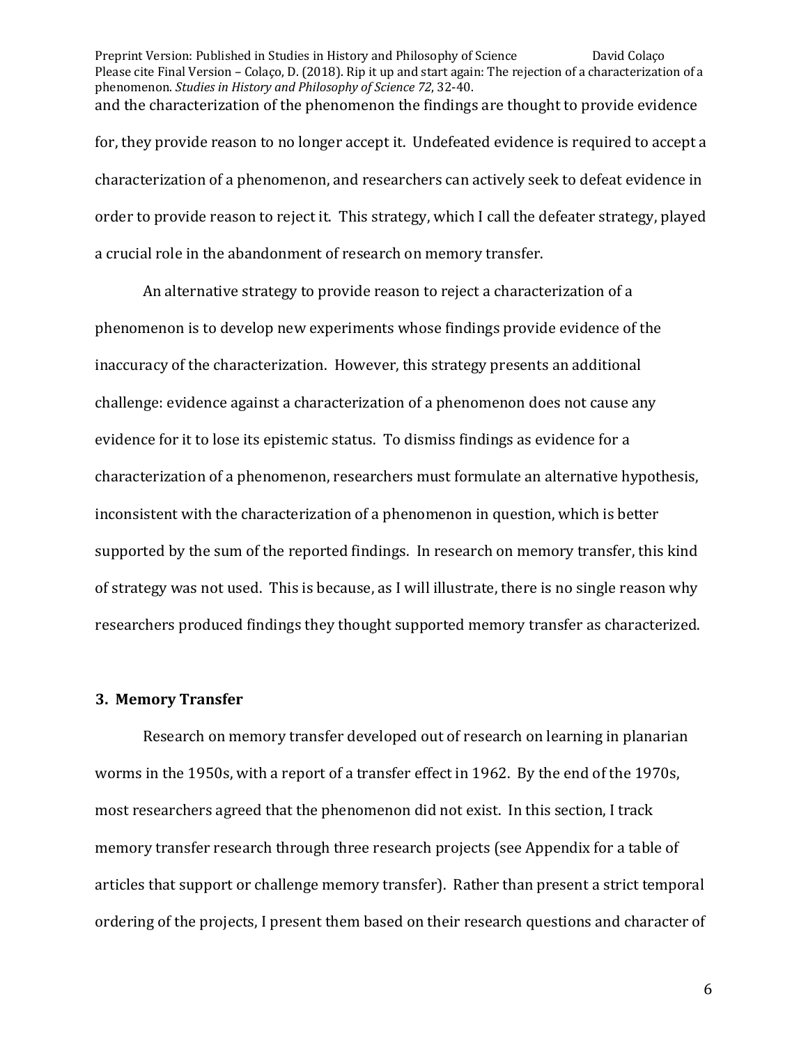and the characterization of the phenomenon the findings are thought to provide evidence for, they provide reason to no longer accept it. Undefeated evidence is required to accept a characterization of a phenomenon, and researchers can actively seek to defeat evidence in order to provide reason to reject it. This strategy, which I call the defeater strategy, played a crucial role in the abandonment of research on memory transfer.

An alternative strategy to provide reason to reject a characterization of a phenomenon is to develop new experiments whose findings provide evidence of the inaccuracy of the characterization. However, this strategy presents an additional challenge: evidence against a characterization of a phenomenon does not cause any evidence for it to lose its epistemic status. To dismiss findings as evidence for a characterization of a phenomenon, researchers must formulate an alternative hypothesis, inconsistent with the characterization of a phenomenon in question, which is better supported by the sum of the reported findings. In research on memory transfer, this kind of strategy was not used. This is because, as I will illustrate, there is no single reason why researchers produced findings they thought supported memory transfer as characterized.

### 3. Memory Transfer

Research on memory transfer developed out of research on learning in planarian worms in the 1950s, with a report of a transfer effect in 1962. By the end of the 1970s, most researchers agreed that the phenomenon did not exist. In this section, I track memory transfer research through three research projects (see Appendix for a table of articles that support or challenge memory transfer). Rather than present a strict temporal ordering of the projects, I present them based on their research questions and character of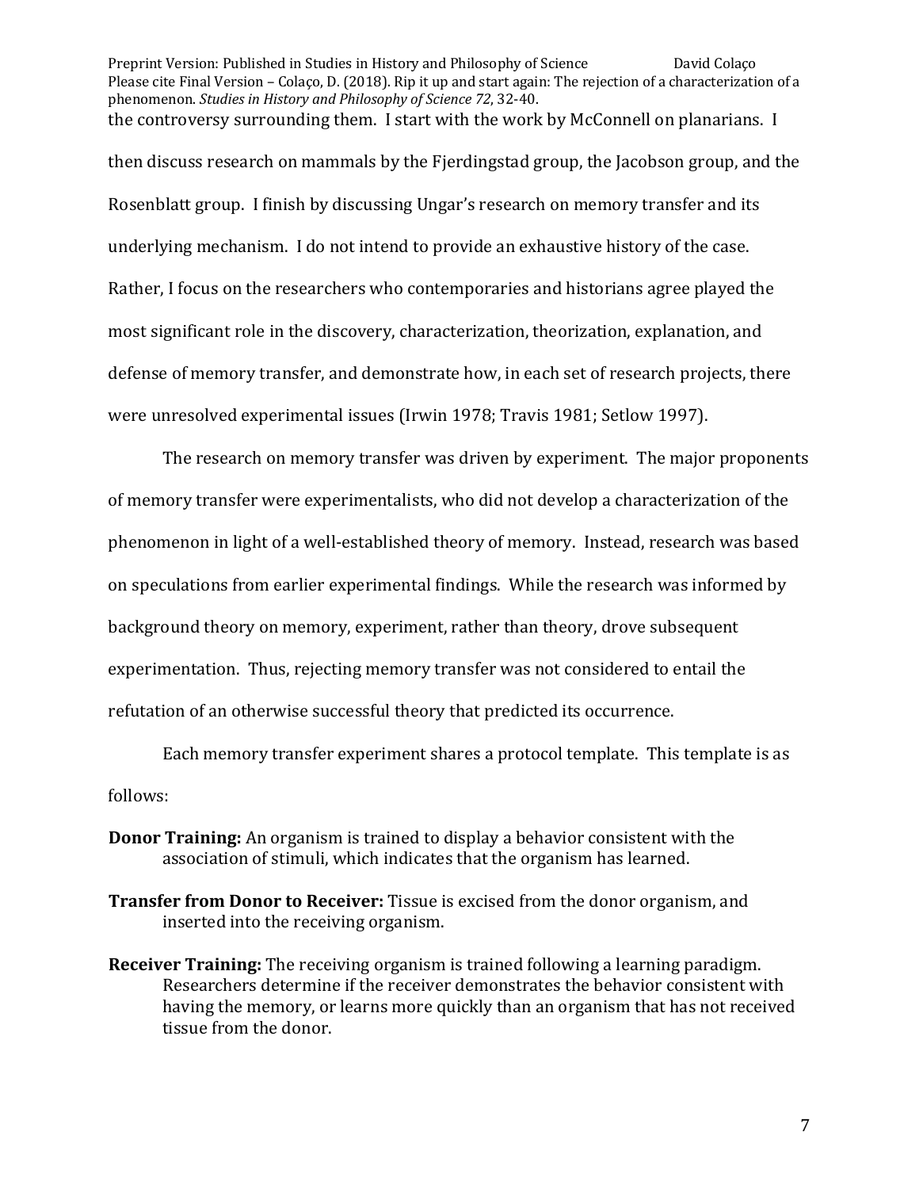the controversy surrounding them. I start with the work by McConnell on planarians. I then discuss research on mammals by the Fjerdingstad group, the Jacobson group, and the Rosenblatt group. I finish by discussing Ungar's research on memory transfer and its underlying mechanism. I do not intend to provide an exhaustive history of the case. Rather, I focus on the researchers who contemporaries and historians agree played the most significant role in the discovery, characterization, theorization, explanation, and defense of memory transfer, and demonstrate how, in each set of research projects, there were unresolved experimental issues (Irwin 1978; Travis 1981; Setlow 1997).

The research on memory transfer was driven by experiment. The major proponents of memory transfer were experimentalists, who did not develop a characterization of the phenomenon in light of a well-established theory of memory. Instead, research was based on speculations from earlier experimental findings. While the research was informed by background theory on memory, experiment, rather than theory, drove subsequent experimentation. Thus, rejecting memory transfer was not considered to entail the refutation of an otherwise successful theory that predicted its occurrence.

Each memory transfer experiment shares a protocol template. This template is as follows:

**Donor Training:** An organism is trained to display a behavior consistent with the association of stimuli, which indicates that the organism has learned.

**Transfer from Donor to Receiver:** Tissue is excised from the donor organism, and inserted into the receiving organism.

**Receiver Training:** The receiving organism is trained following a learning paradigm. Researchers determine if the receiver demonstrates the behavior consistent with having the memory, or learns more quickly than an organism that has not received tissue from the donor.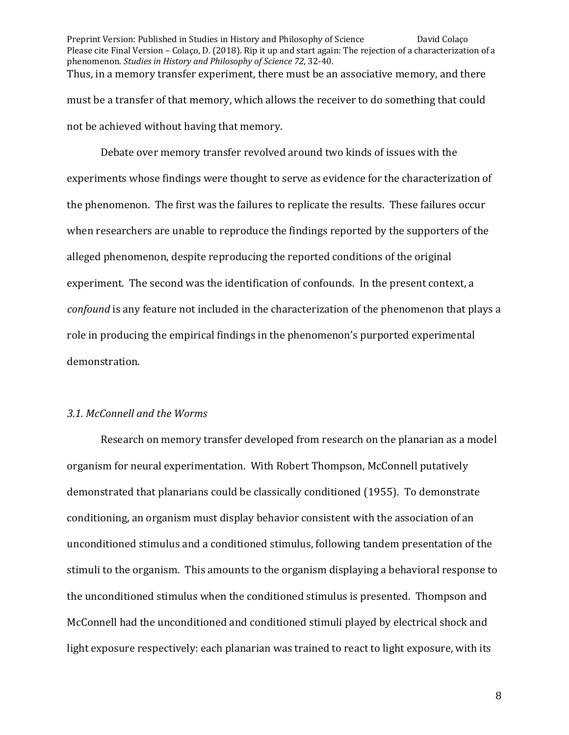Thus, in a memory transfer experiment, there must be an associative memory, and there must be a transfer of that memory, which allows the receiver to do something that could not be achieved without having that memory.

Debate over memory transfer revolved around two kinds of issues with the experiments whose findings were thought to serve as evidence for the characterization of the phenomenon. The first was the failures to replicate the results. These failures occur when researchers are unable to reproduce the findings reported by the supporters of the alleged phenomenon, despite reproducing the reported conditions of the original experiment. The second was the identification of confounds. In the present context, a *confound* is any feature not included in the characterization of the phenomenon that plays a role in producing the empirical findings in the phenomenon's purported experimental demonstration.

### *3.1. McConnell and the Worms*

Research on memory transfer developed from research on the planarian as a model organism for neural experimentation. With Robert Thompson, McConnell putatively demonstrated that planarians could be classically conditioned (1955). To demonstrate conditioning, an organism must display behavior consistent with the association of an unconditioned stimulus and a conditioned stimulus, following tandem presentation of the stimuli to the organism. This amounts to the organism displaying a behavioral response to the unconditioned stimulus when the conditioned stimulus is presented. Thompson and McConnell had the unconditioned and conditioned stimuli played by electrical shock and light exposure respectively: each planarian was trained to react to light exposure, with its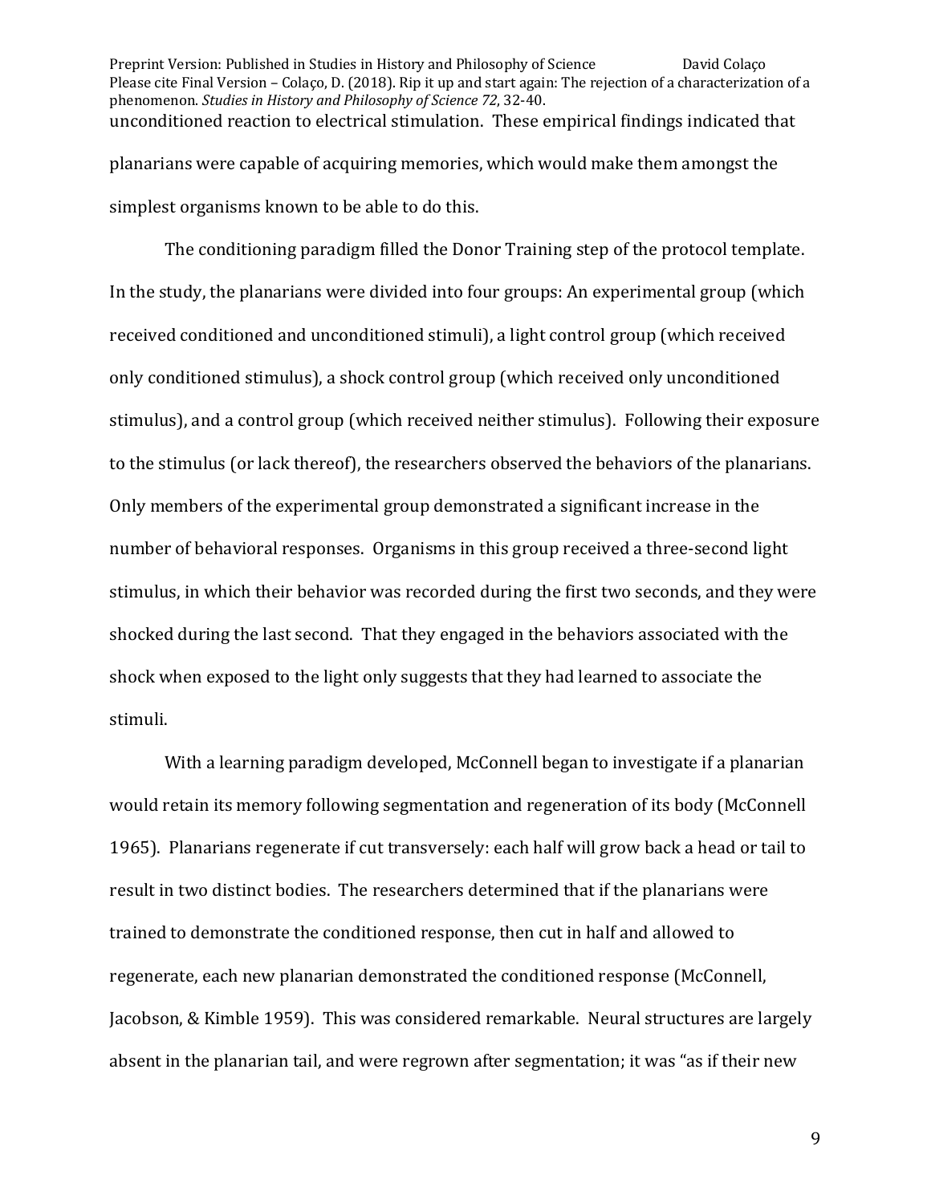unconditioned reaction to electrical stimulation. These empirical findings indicated that planarians were capable of acquiring memories, which would make them amongst the simplest organisms known to be able to do this.

The conditioning paradigm filled the Donor Training step of the protocol template. In the study, the planarians were divided into four groups: An experimental group (which received conditioned and unconditioned stimuli), a light control group (which received only conditioned stimulus), a shock control group (which received only unconditioned stimulus), and a control group (which received neither stimulus). Following their exposure to the stimulus (or lack thereof), the researchers observed the behaviors of the planarians. Only members of the experimental group demonstrated a significant increase in the number of behavioral responses. Organisms in this group received a three-second light stimulus, in which their behavior was recorded during the first two seconds, and they were shocked during the last second. That they engaged in the behaviors associated with the shock when exposed to the light only suggests that they had learned to associate the stimuli.

With a learning paradigm developed, McConnell began to investigate if a planarian would retain its memory following segmentation and regeneration of its body (McConnell 1965). Planarians regenerate if cut transversely: each half will grow back a head or tail to result in two distinct bodies. The researchers determined that if the planarians were trained to demonstrate the conditioned response, then cut in half and allowed to regenerate, each new planarian demonstrated the conditioned response (McConnell, Jacobson, & Kimble 1959). This was considered remarkable. Neural structures are largely absent in the planarian tail, and were regrown after segmentation; it was "as if their new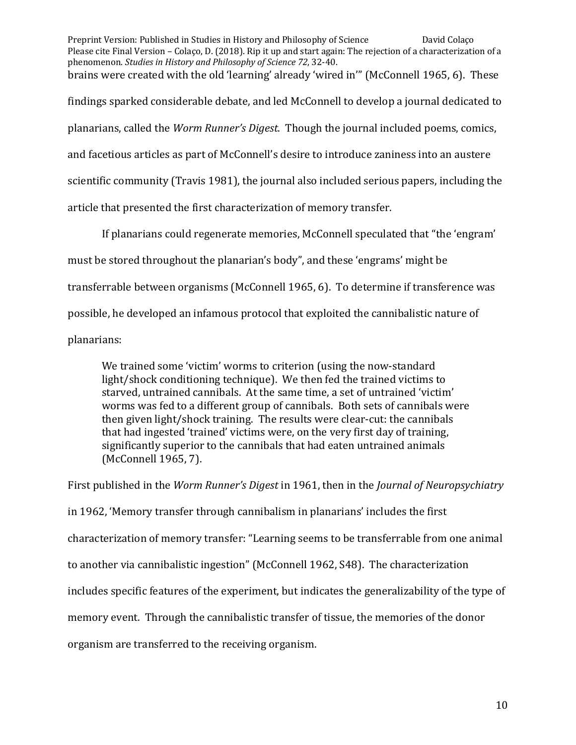brains were created with the old 'learning' already 'wired in'" (McConnell 1965, 6). These findings sparked considerable debate, and led McConnell to develop a journal dedicated to planarians, called the *Worm Runner's Digest*. Though the journal included poems, comics, and facetious articles as part of McConnell's desire to introduce zaniness into an austere scientific community (Travis 1981), the journal also included serious papers, including the article that presented the first characterization of memory transfer.

If planarians could regenerate memories, McConnell speculated that "the 'engram' must be stored throughout the planarian's body", and these 'engrams' might be transferrable between organisms (McConnell 1965, 6). To determine if transference was possible, he developed an infamous protocol that exploited the cannibalistic nature of planarians:

> We trained some 'victim' worms to criterion (using the now-standard light/shock conditioning technique). We then fed the trained victims to starved, untrained cannibals. At the same time, a set of untrained 'victim' worms was fed to a different group of cannibals. Both sets of cannibals were then given light/shock training. The results were clear-cut: the cannibals that had ingested 'trained' victims were, on the very first day of training, significantly superior to the cannibals that had eaten untrained animals (McConnell 1965, 7).

First published in the *Worm Runner's Digest* in 1961, then in the *Journal of Neuropsychiatry* in 1962, 'Memory transfer through cannibalism in planarians' includes the first characterization of memory transfer: "Learning seems to be transferrable from one animal to another via cannibalistic ingestion" (McConnell 1962, S48). The characterization includes specific features of the experiment, but indicates the generalizability of the type of memory event. Through the cannibalistic transfer of tissue, the memories of the donor organism are transferred to the receiving organism.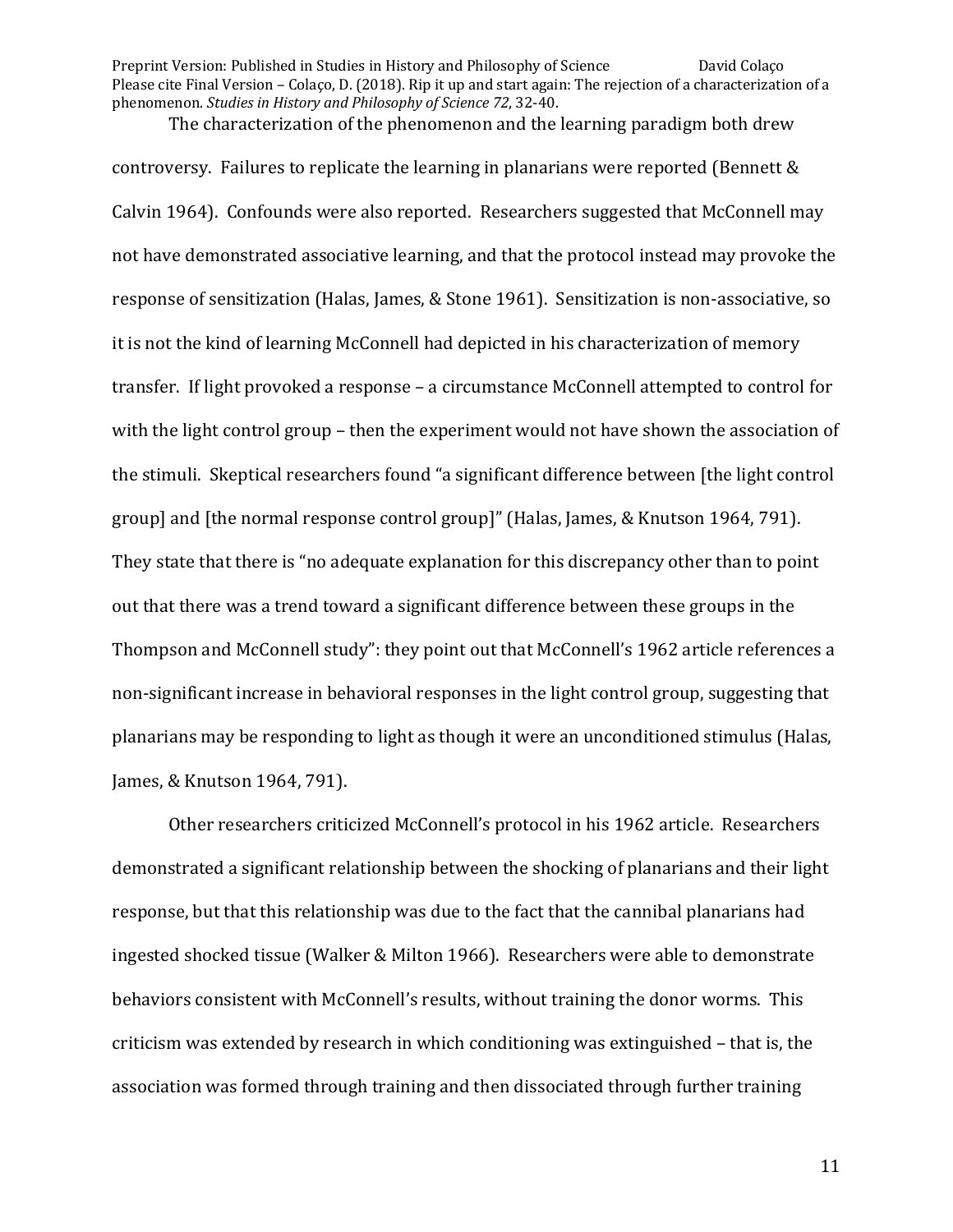The characterization of the phenomenon and the learning paradigm both drew controversy. Failures to replicate the learning in planarians were reported (Bennett & Calvin 1964). Confounds were also reported. Researchers suggested that McConnell may not have demonstrated associative learning, and that the protocol instead may provoke the response of sensitization (Halas, James, & Stone 1961). Sensitization is non-associative, so it is not the kind of learning McConnell had depicted in his characterization of memory transfer. If light provoked a response – a circumstance McConnell attempted to control for with the light control group – then the experiment would not have shown the association of the stimuli. Skeptical researchers found "a significant difference between [the light control group] and [the normal response control group]" (Halas, James, & Knutson 1964, 791). They state that there is "no adequate explanation for this discrepancy other than to point out that there was a trend toward a significant difference between these groups in the Thompson and McConnell study": they point out that McConnell's 1962 article references a non-significant increase in behavioral responses in the light control group, suggesting that planarians may be responding to light as though it were an unconditioned stimulus (Halas, James, & Knutson 1964, 791).

Other researchers criticized McConnell's protocol in his 1962 article. Researchers demonstrated a significant relationship between the shocking of planarians and their light response, but that this relationship was due to the fact that the cannibal planarians had ingested shocked tissue (Walker & Milton 1966). Researchers were able to demonstrate behaviors consistent with McConnell's results, without training the donor worms. This criticism was extended by research in which conditioning was extinguished – that is, the association was formed through training and then dissociated through further training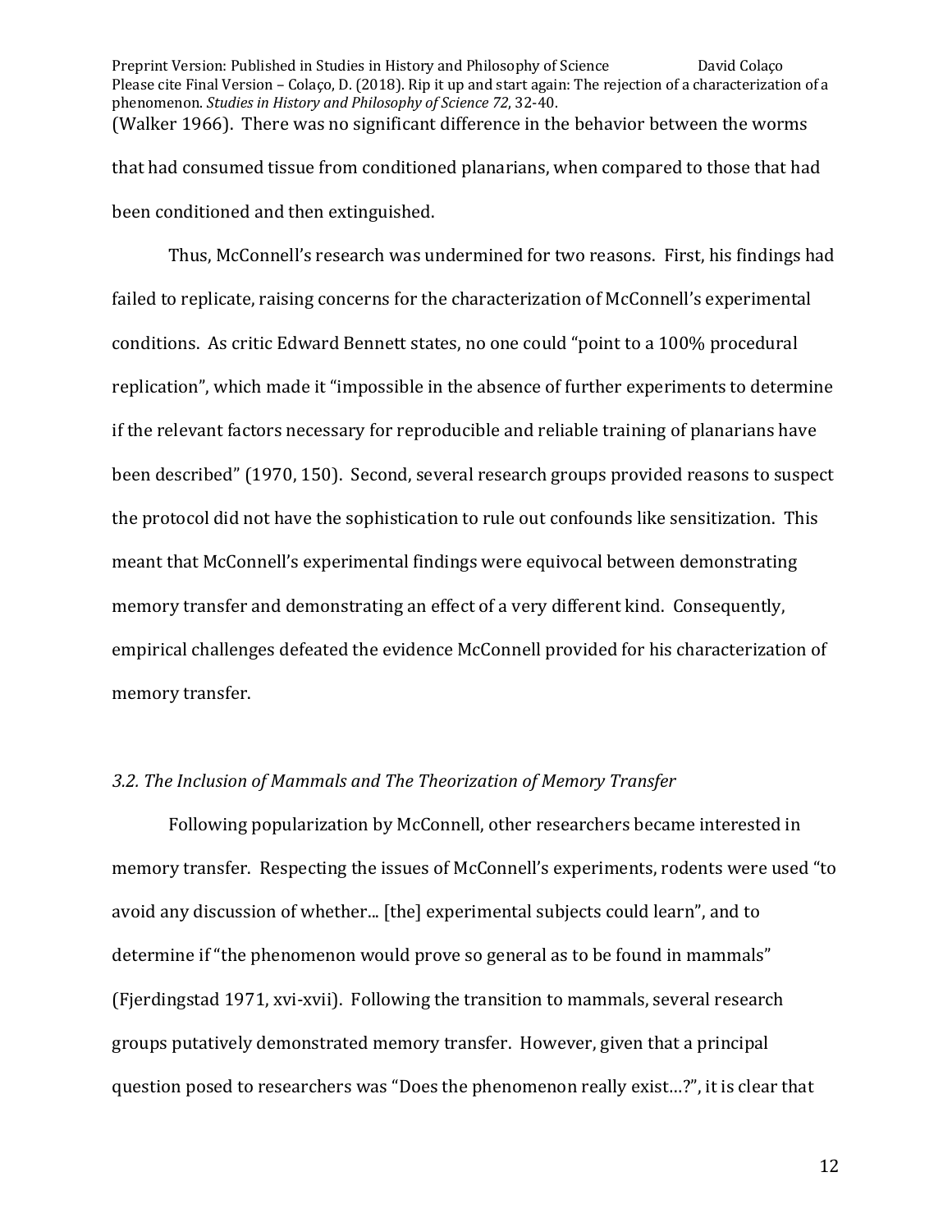(Walker 1966). There was no significant difference in the behavior between the worms that had consumed tissue from conditioned planarians, when compared to those that had been conditioned and then extinguished.

Thus, McConnell's research was undermined for two reasons. First, his findings had failed to replicate, raising concerns for the characterization of McConnell's experimental conditions. As critic Edward Bennett states, no one could "point to a 100% procedural replication", which made it "impossible in the absence of further experiments to determine if the relevant factors necessary for reproducible and reliable training of planarians have been described" (1970, 150). Second, several research groups provided reasons to suspect the protocol did not have the sophistication to rule out confounds like sensitization. This meant that McConnell's experimental findings were equivocal between demonstrating memory transfer and demonstrating an effect of a very different kind. Consequently, empirical challenges defeated the evidence McConnell provided for his characterization of memory transfer.

### *3.2. The Inclusion of Mammals and The Theorization of Memory Transfer*

Following popularization by McConnell, other researchers became interested in memory transfer. Respecting the issues of McConnell's experiments, rodents were used "to avoid any discussion of whether... [the] experimental subjects could learn", and to determine if "the phenomenon would prove so general as to be found in mammals" (Fjerdingstad 1971, xvi-xvii). Following the transition to mammals, several research groups putatively demonstrated memory transfer. However, given that a principal question posed to researchers was "Does the phenomenon really exist…?", it is clear that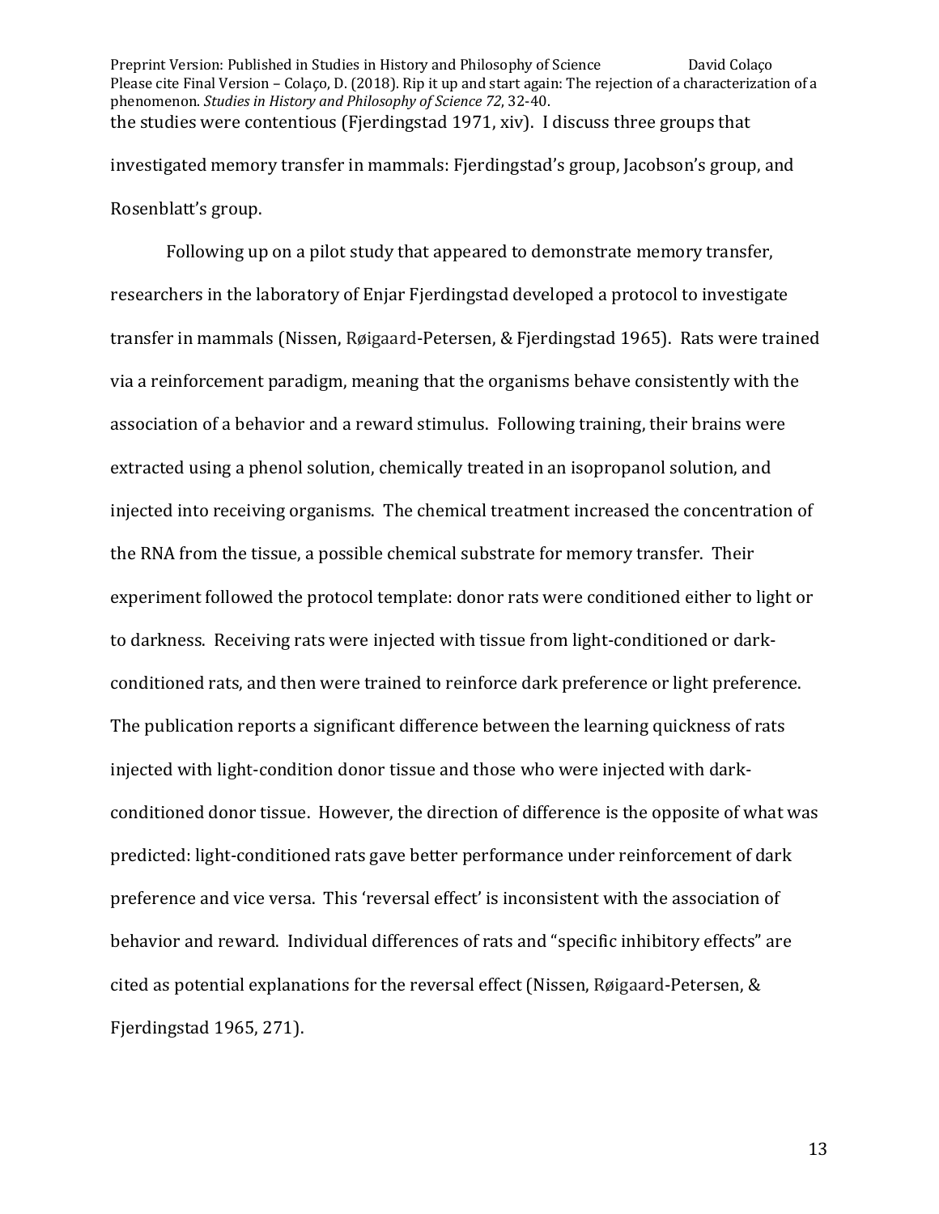the studies were contentious (Fjerdingstad 1971, xiv). I discuss three groups that investigated memory transfer in mammals: Fjerdingstad's group, Jacobson's group, and Rosenblatt's group.

Following up on a pilot study that appeared to demonstrate memory transfer, researchers in the laboratory of Enjar Fjerdingstad developed a protocol to investigate transfer in mammals (Nissen, Røigaard-Petersen, & Fjerdingstad 1965). Rats were trained via a reinforcement paradigm, meaning that the organisms behave consistently with the association of a behavior and a reward stimulus. Following training, their brains were extracted using a phenol solution, chemically treated in an isopropanol solution, and injected into receiving organisms. The chemical treatment increased the concentration of the RNA from the tissue, a possible chemical substrate for memory transfer. Their experiment followed the protocol template: donor rats were conditioned either to light or to darkness. Receiving rats were injected with tissue from light-conditioned or dark-conditioned rats, and then were trained to reinforce dark preference or light preference. The publication reports a significant difference between the learning quickness of rats injected with light-condition donor tissue and those who were injected with dark-conditioned donor tissue. However, the direction of difference is the opposite of what was predicted: light-conditioned rats gave better performance under reinforcement of dark preference and vice versa. This 'reversal effect' is inconsistent with the association of behavior and reward. Individual differences of rats and "specific inhibitory effects" are cited as potential explanations for the reversal effect (Nissen, Røigaard-Petersen, & Fjerdingstad 1965, 271).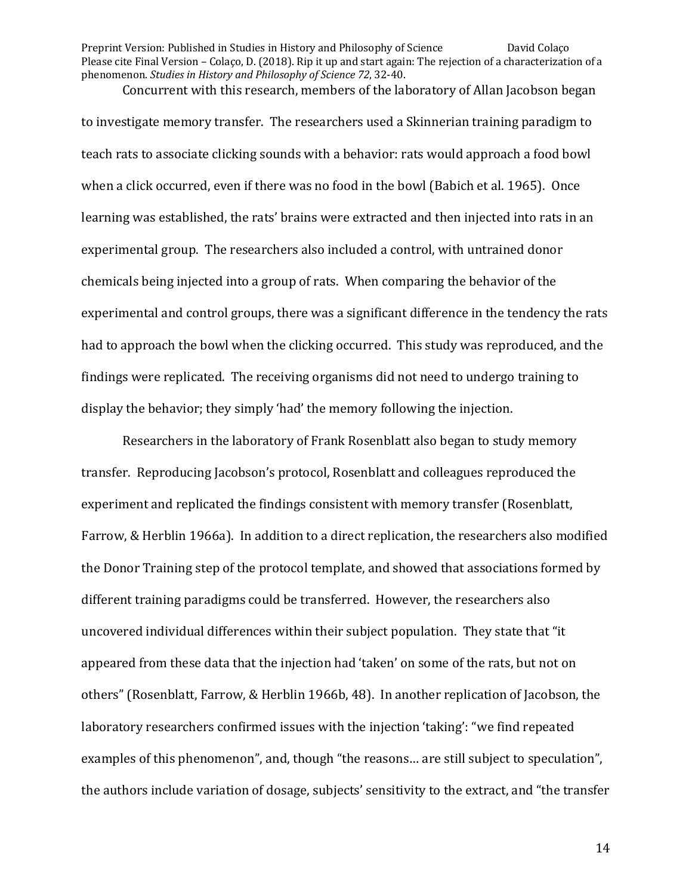Concurrent with this research, members of the laboratory of Allan Jacobson began to investigate memory transfer. The researchers used a Skinnerian training paradigm to teach rats to associate clicking sounds with a behavior: rats would approach a food bowl when a click occurred, even if there was no food in the bowl (Babich et al. 1965). Once learning was established, the rats' brains were extracted and then injected into rats in an experimental group. The researchers also included a control, with untrained donor chemicals being injected into a group of rats. When comparing the behavior of the experimental and control groups, there was a significant difference in the tendency the rats had to approach the bowl when the clicking occurred. This study was reproduced, and the findings were replicated. The receiving organisms did not need to undergo training to display the behavior; they simply 'had' the memory following the injection.

Researchers in the laboratory of Frank Rosenblatt also began to study memory transfer. Reproducing Jacobson's protocol, Rosenblatt and colleagues reproduced the experiment and replicated the findings consistent with memory transfer (Rosenblatt, Farrow, & Herblin 1966a). In addition to a direct replication, the researchers also modified the Donor Training step of the protocol template, and showed that associations formed by different training paradigms could be transferred. However, the researchers also uncovered individual differences within their subject population. They state that "it appeared from these data that the injection had 'taken' on some of the rats, but not on others" (Rosenblatt, Farrow, & Herblin 1966b, 48). In another replication of Jacobson, the laboratory researchers confirmed issues with the injection 'taking': "we find repeated examples of this phenomenon", and, though "the reasons… are still subject to speculation", the authors include variation of dosage, subjects' sensitivity to the extract, and "the transfer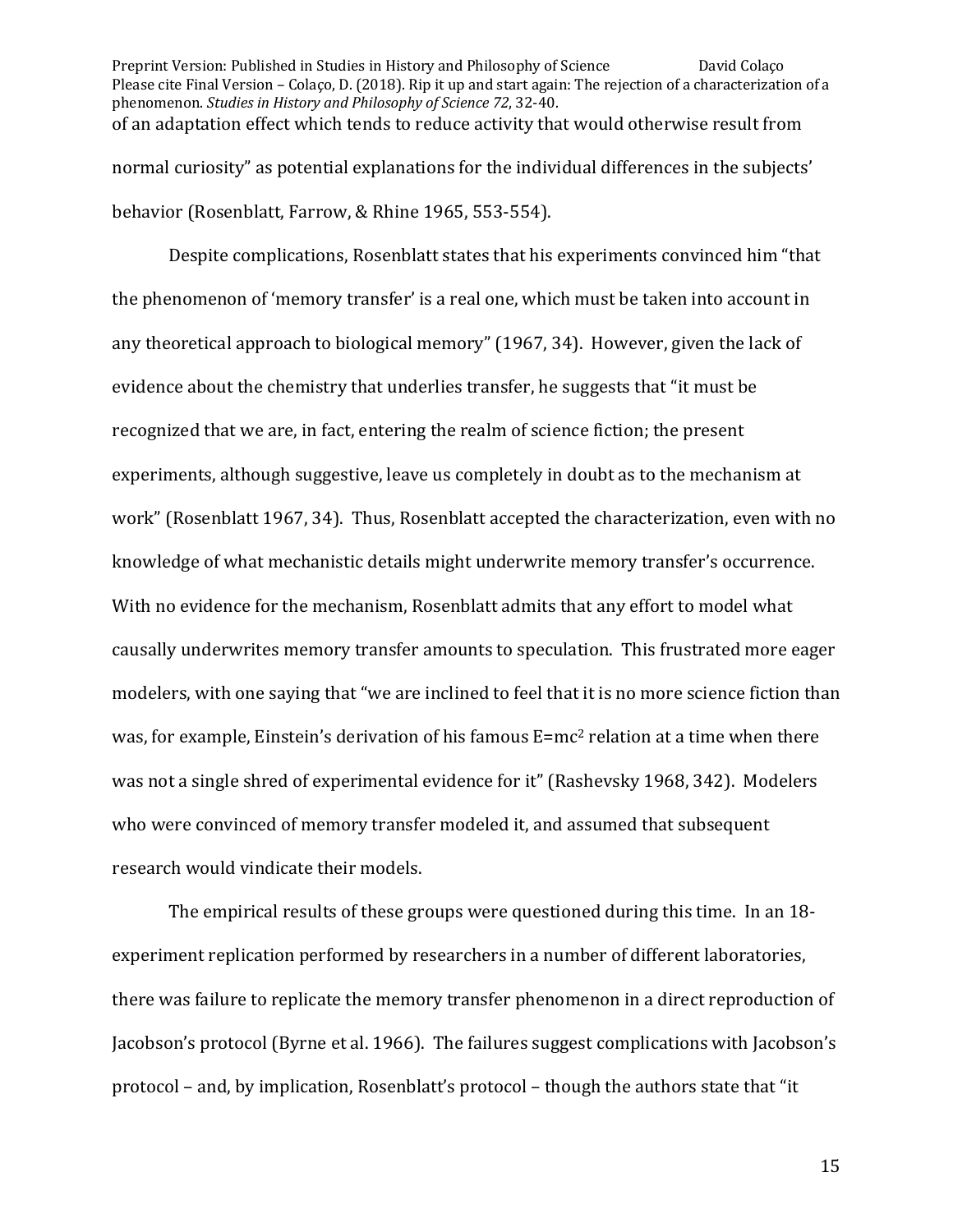of an adaptation effect which tends to reduce activity that would otherwise result from normal curiosity" as potential explanations for the individual differences in the subjects' behavior (Rosenblatt, Farrow, & Rhine 1965, 553-554).

Despite complications, Rosenblatt states that his experiments convinced him "that the phenomenon of 'memory transfer' is a real one, which must be taken into account in any theoretical approach to biological memory" (1967, 34). However, given the lack of evidence about the chemistry that underlies transfer, he suggests that "it must be recognized that we are, in fact, entering the realm of science fiction; the present experiments, although suggestive, leave us completely in doubt as to the mechanism at work" (Rosenblatt 1967, 34). Thus, Rosenblatt accepted the characterization, even with no knowledge of what mechanistic details might underwrite memory transfer's occurrence. With no evidence for the mechanism, Rosenblatt admits that any effort to model what causally underwrites memory transfer amounts to speculation. This frustrated more eager modelers, with one saying that "we are inclined to feel that it is no more science fiction than was, for example, Einstein's derivation of his famous $E=mc^2$ relation at a time when there was not a single shred of experimental evidence for it" (Rashevsky 1968, 342). Modelers who were convinced of memory transfer modeled it, and assumed that subsequent research would vindicate their models.

The empirical results of these groups were questioned during this time. In an 18-experiment replication performed by researchers in a number of different laboratories, there was failure to replicate the memory transfer phenomenon in a direct reproduction of Jacobson's protocol (Byrne et al. 1966). The failures suggest complications with Jacobson's protocol – and, by implication, Rosenblatt's protocol – though the authors state that "it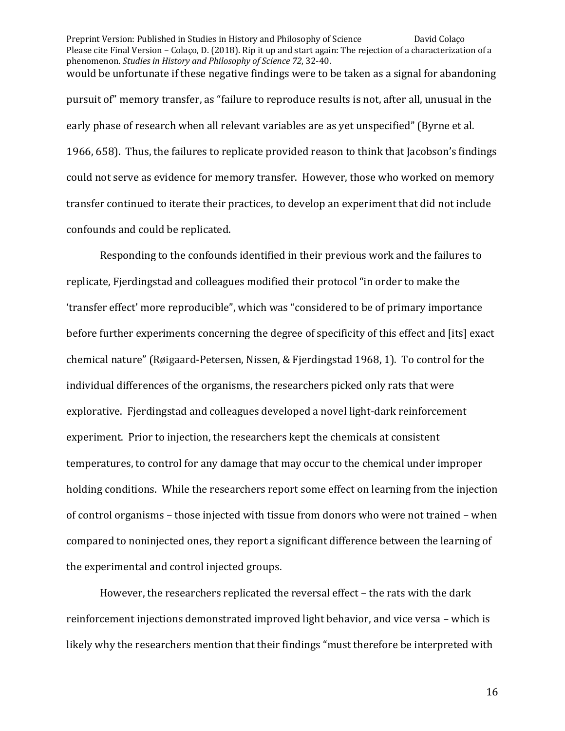would be unfortunate if these negative findings were to be taken as a signal for abandoning pursuit of" memory transfer, as "failure to reproduce results is not, after all, unusual in the early phase of research when all relevant variables are as yet unspecified" (Byrne et al. 1966, 658). Thus, the failures to replicate provided reason to think that Jacobson's findings could not serve as evidence for memory transfer. However, those who worked on memory transfer continued to iterate their practices, to develop an experiment that did not include confounds and could be replicated.

Responding to the confounds identified in their previous work and the failures to replicate, Fjerdingstad and colleagues modified their protocol "in order to make the 'transfer effect' more reproducible", which was "considered to be of primary importance before further experiments concerning the degree of specificity of this effect and [its] exact chemical nature" (Røigaard-Petersen, Nissen, & Fjerdingstad 1968, 1). To control for the individual differences of the organisms, the researchers picked only rats that were explorative. Fjerdingstad and colleagues developed a novel light-dark reinforcement experiment. Prior to injection, the researchers kept the chemicals at consistent temperatures, to control for any damage that may occur to the chemical under improper holding conditions. While the researchers report some effect on learning from the injection of control organisms – those injected with tissue from donors who were not trained – when compared to noninjected ones, they report a significant difference between the learning of the experimental and control injected groups.

However, the researchers replicated the reversal effect – the rats with the dark reinforcement injections demonstrated improved light behavior, and vice versa – which is likely why the researchers mention that their findings "must therefore be interpreted with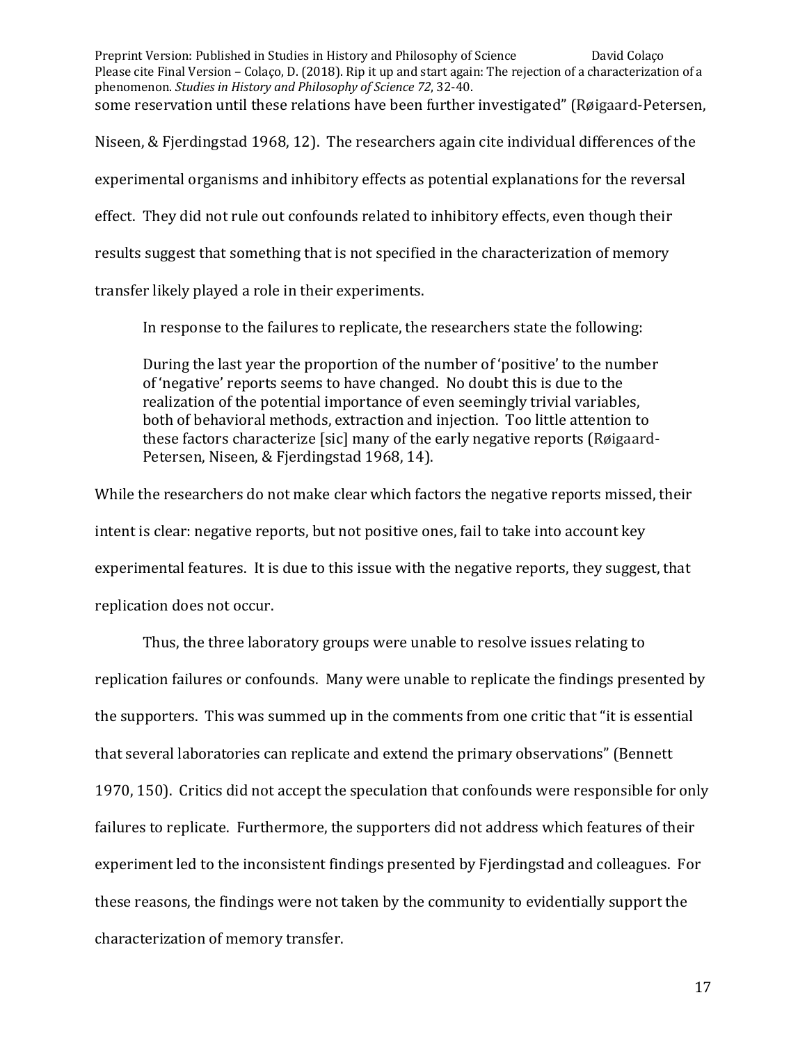some reservation until these relations have been further investigated" (Røigaard-Petersen, Niseen, & Fjerdingstad 1968, 12). The researchers again cite individual differences of the experimental organisms and inhibitory effects as potential explanations for the reversal effect. They did not rule out confounds related to inhibitory effects, even though their results suggest that something that is not specified in the characterization of memory transfer likely played a role in their experiments.

In response to the failures to replicate, the researchers state the following:

> During the last year the proportion of the number of 'positive' to the number of 'negative' reports seems to have changed. No doubt this is due to the realization of the potential importance of even seemingly trivial variables, both of behavioral methods, extraction and injection. Too little attention to these factors characterize [sic] many of the early negative reports (Røigaard-Petersen, Niseen, & Fjerdingstad 1968, 14).

While the researchers do not make clear which factors the negative reports missed, their intent is clear: negative reports, but not positive ones, fail to take into account key experimental features. It is due to this issue with the negative reports, they suggest, that replication does not occur.

Thus, the three laboratory groups were unable to resolve issues relating to replication failures or confounds. Many were unable to replicate the findings presented by the supporters. This was summed up in the comments from one critic that "it is essential that several laboratories can replicate and extend the primary observations" (Bennett 1970, 150). Critics did not accept the speculation that confounds were responsible for only failures to replicate. Furthermore, the supporters did not address which features of their experiment led to the inconsistent findings presented by Fjerdingstad and colleagues. For these reasons, the findings were not taken by the community to evidentially support the characterization of memory transfer.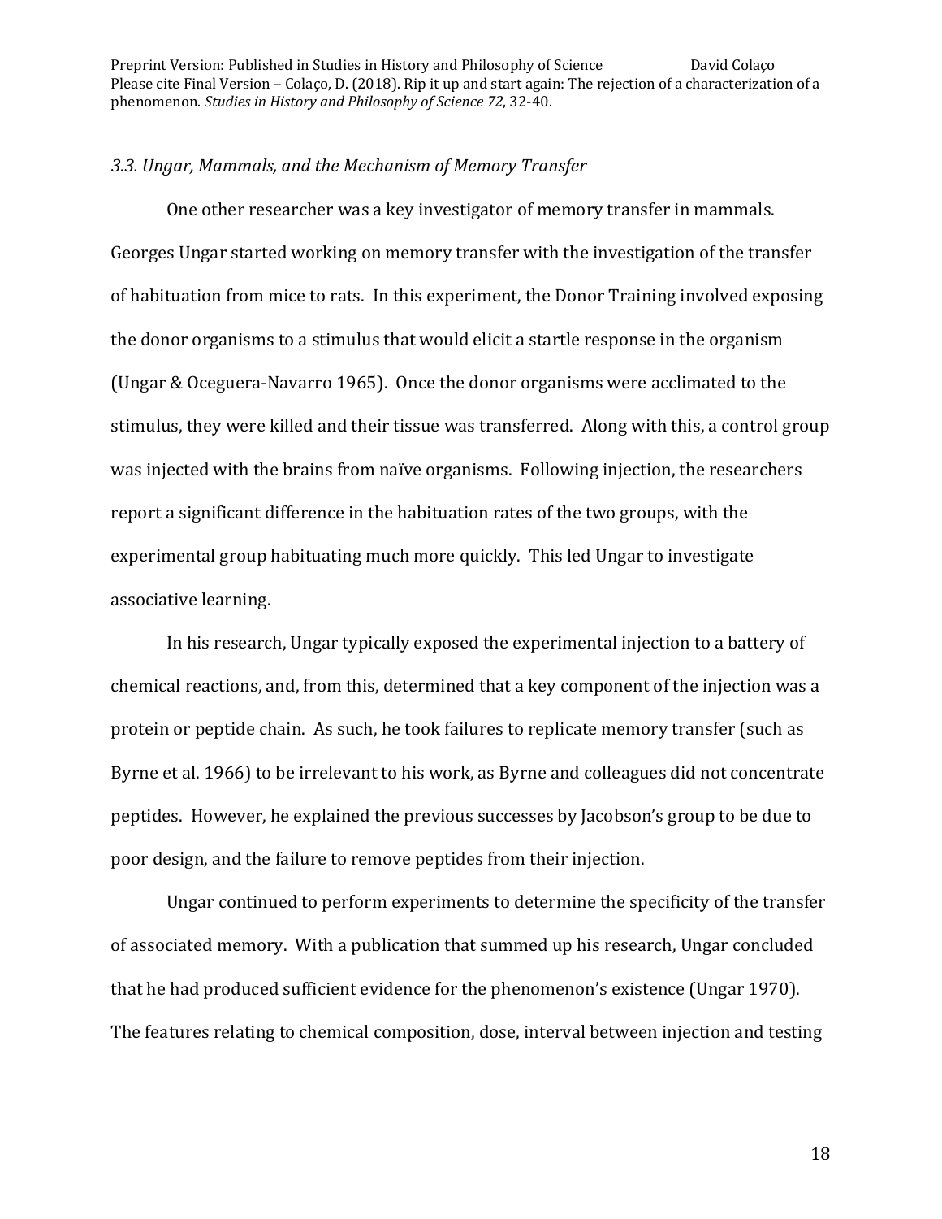*3.3. Ungar, Mammals, and the Mechanism of Memory Transfer*

One other researcher was a key investigator of memory transfer in mammals. Georges Ungar started working on memory transfer with the investigation of the transfer of habituation from mice to rats. In this experiment, the Donor Training involved exposing the donor organisms to a stimulus that would elicit a startle response in the organism (Ungar & Oceguera-Navarro 1965). Once the donor organisms were acclimated to the stimulus, they were killed and their tissue was transferred. Along with this, a control group was injected with the brains from naïve organisms. Following injection, the researchers report a significant difference in the habituation rates of the two groups, with the experimental group habituating much more quickly. This led Ungar to investigate associative learning.

In his research, Ungar typically exposed the experimental injection to a battery of chemical reactions, and, from this, determined that a key component of the injection was a protein or peptide chain. As such, he took failures to replicate memory transfer (such as Byrne et al. 1966) to be irrelevant to his work, as Byrne and colleagues did not concentrate peptides. However, he explained the previous successes by Jacobson's group to be due to poor design, and the failure to remove peptides from their injection.

Ungar continued to perform experiments to determine the specificity of the transfer of associated memory. With a publication that summed up his research, Ungar concluded that he had produced sufficient evidence for the phenomenon's existence (Ungar 1970). The features relating to chemical composition, dose, interval between injection and testing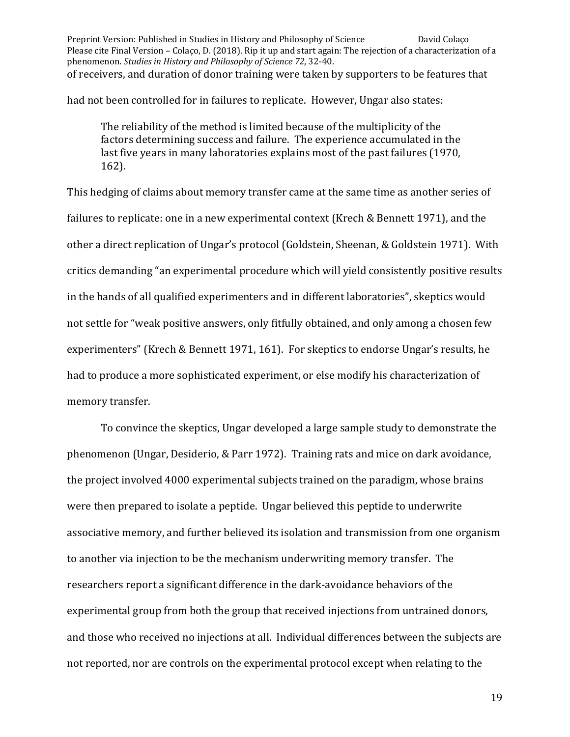of receivers, and duration of donor training were taken by supporters to be features that had not been controlled for in failures to replicate. However, Ungar also states:

> The reliability of the method is limited because of the multiplicity of the factors determining success and failure. The experience accumulated in the last five years in many laboratories explains most of the past failures (1970, 162).

This hedging of claims about memory transfer came at the same time as another series of failures to replicate: one in a new experimental context (Krech & Bennett 1971), and the other a direct replication of Ungar's protocol (Goldstein, Sheenan, & Goldstein 1971). With critics demanding "an experimental procedure which will yield consistently positive results in the hands of all qualified experimenters and in different laboratories", skeptics would not settle for "weak positive answers, only fitfully obtained, and only among a chosen few experimenters" (Krech & Bennett 1971, 161). For skeptics to endorse Ungar's results, he had to produce a more sophisticated experiment, or else modify his characterization of memory transfer.

To convince the skeptics, Ungar developed a large sample study to demonstrate the phenomenon (Ungar, Desiderio, & Parr 1972). Training rats and mice on dark avoidance, the project involved 4000 experimental subjects trained on the paradigm, whose brains were then prepared to isolate a peptide. Ungar believed this peptide to underwrite associative memory, and further believed its isolation and transmission from one organism to another via injection to be the mechanism underwriting memory transfer. The researchers report a significant difference in the dark-avoidance behaviors of the experimental group from both the group that received injections from untrained donors, and those who received no injections at all. Individual differences between the subjects are not reported, nor are controls on the experimental protocol except when relating to the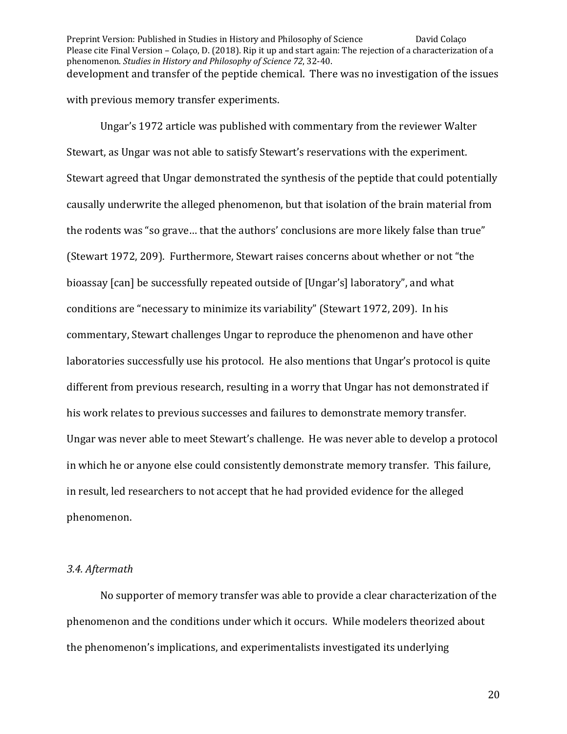development and transfer of the peptide chemical. There was no investigation of the issues with previous memory transfer experiments.

Ungar's 1972 article was published with commentary from the reviewer Walter Stewart, as Ungar was not able to satisfy Stewart's reservations with the experiment. Stewart agreed that Ungar demonstrated the synthesis of the peptide that could potentially causally underwrite the alleged phenomenon, but that isolation of the brain material from the rodents was "so grave… that the authors' conclusions are more likely false than true" (Stewart 1972, 209). Furthermore, Stewart raises concerns about whether or not "the bioassay [can] be successfully repeated outside of [Ungar's] laboratory", and what conditions are "necessary to minimize its variability" (Stewart 1972, 209). In his commentary, Stewart challenges Ungar to reproduce the phenomenon and have other laboratories successfully use his protocol. He also mentions that Ungar's protocol is quite different from previous research, resulting in a worry that Ungar has not demonstrated if his work relates to previous successes and failures to demonstrate memory transfer. Ungar was never able to meet Stewart's challenge. He was never able to develop a protocol in which he or anyone else could consistently demonstrate memory transfer. This failure, in result, led researchers to not accept that he had provided evidence for the alleged phenomenon.

### *3.4. Aftermath*

No supporter of memory transfer was able to provide a clear characterization of the phenomenon and the conditions under which it occurs. While modelers theorized about the phenomenon's implications, and experimentalists investigated its underlying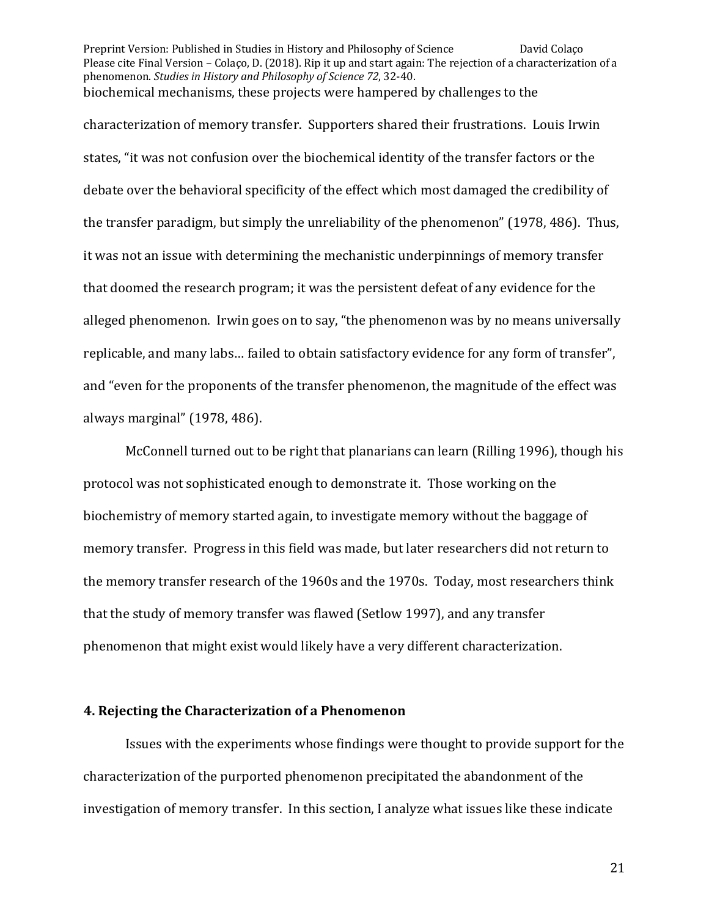biochemical mechanisms, these projects were hampered by challenges to the characterization of memory transfer. Supporters shared their frustrations. Louis Irwin states, "it was not confusion over the biochemical identity of the transfer factors or the debate over the behavioral specificity of the effect which most damaged the credibility of the transfer paradigm, but simply the unreliability of the phenomenon" (1978, 486). Thus, it was not an issue with determining the mechanistic underpinnings of memory transfer that doomed the research program; it was the persistent defeat of any evidence for the alleged phenomenon. Irwin goes on to say, "the phenomenon was by no means universally replicable, and many labs… failed to obtain satisfactory evidence for any form of transfer", and "even for the proponents of the transfer phenomenon, the magnitude of the effect was always marginal" (1978, 486).

McConnell turned out to be right that planarians can learn (Rilling 1996), though his protocol was not sophisticated enough to demonstrate it. Those working on the biochemistry of memory started again, to investigate memory without the baggage of memory transfer. Progress in this field was made, but later researchers did not return to the memory transfer research of the 1960s and the 1970s. Today, most researchers think that the study of memory transfer was flawed (Setlow 1997), and any transfer phenomenon that might exist would likely have a very different characterization.

## 4. Rejecting the Characterization of a Phenomenon

Issues with the experiments whose findings were thought to provide support for the characterization of the purported phenomenon precipitated the abandonment of the investigation of memory transfer. In this section, I analyze what issues like these indicate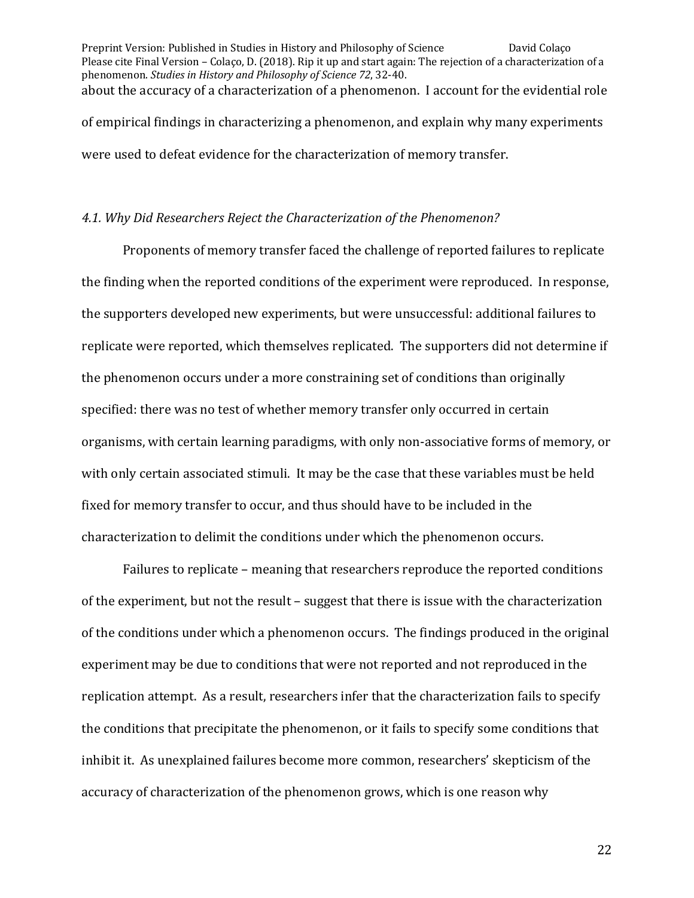about the accuracy of a characterization of a phenomenon. I account for the evidential role of empirical findings in characterizing a phenomenon, and explain why many experiments were used to defeat evidence for the characterization of memory transfer.

### *4.1. Why Did Researchers Reject the Characterization of the Phenomenon?*

Proponents of memory transfer faced the challenge of reported failures to replicate the finding when the reported conditions of the experiment were reproduced. In response, the supporters developed new experiments, but were unsuccessful: additional failures to replicate were reported, which themselves replicated. The supporters did not determine if the phenomenon occurs under a more constraining set of conditions than originally specified: there was no test of whether memory transfer only occurred in certain organisms, with certain learning paradigms, with only non-associative forms of memory, or with only certain associated stimuli. It may be the case that these variables must be held fixed for memory transfer to occur, and thus should have to be included in the characterization to delimit the conditions under which the phenomenon occurs.

Failures to replicate – meaning that researchers reproduce the reported conditions of the experiment, but not the result – suggest that there is issue with the characterization of the conditions under which a phenomenon occurs. The findings produced in the original experiment may be due to conditions that were not reported and not reproduced in the replication attempt. As a result, researchers infer that the characterization fails to specify the conditions that precipitate the phenomenon, or it fails to specify some conditions that inhibit it. As unexplained failures become more common, researchers' skepticism of the accuracy of characterization of the phenomenon grows, which is one reason why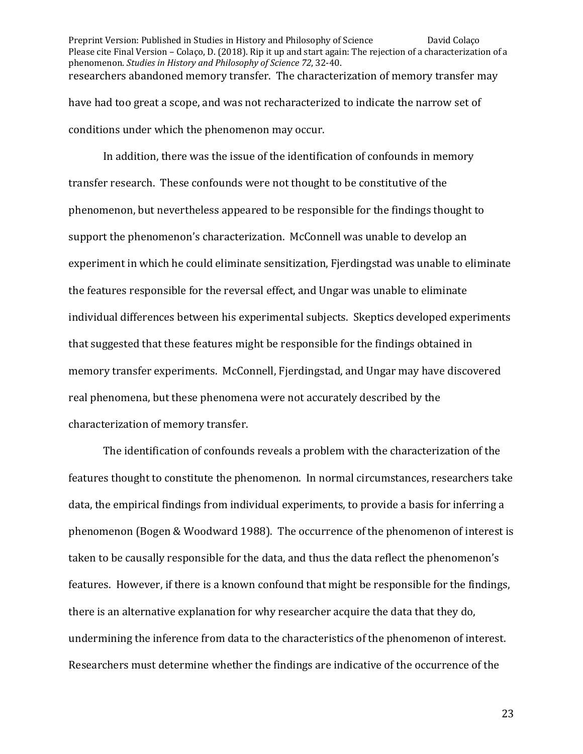researchers abandoned memory transfer. The characterization of memory transfer may have had too great a scope, and was not recharacterized to indicate the narrow set of conditions under which the phenomenon may occur.

In addition, there was the issue of the identification of confounds in memory transfer research. These confounds were not thought to be constitutive of the phenomenon, but nevertheless appeared to be responsible for the findings thought to support the phenomenon's characterization. McConnell was unable to develop an experiment in which he could eliminate sensitization, Fjerdingstad was unable to eliminate the features responsible for the reversal effect, and Ungar was unable to eliminate individual differences between his experimental subjects. Skeptics developed experiments that suggested that these features might be responsible for the findings obtained in memory transfer experiments. McConnell, Fjerdingstad, and Ungar may have discovered real phenomena, but these phenomena were not accurately described by the characterization of memory transfer.

The identification of confounds reveals a problem with the characterization of the features thought to constitute the phenomenon. In normal circumstances, researchers take data, the empirical findings from individual experiments, to provide a basis for inferring a phenomenon (Bogen & Woodward 1988). The occurrence of the phenomenon of interest is taken to be causally responsible for the data, and thus the data reflect the phenomenon's features. However, if there is a known confound that might be responsible for the findings, there is an alternative explanation for why researcher acquire the data that they do, undermining the inference from data to the characteristics of the phenomenon of interest. Researchers must determine whether the findings are indicative of the occurrence of the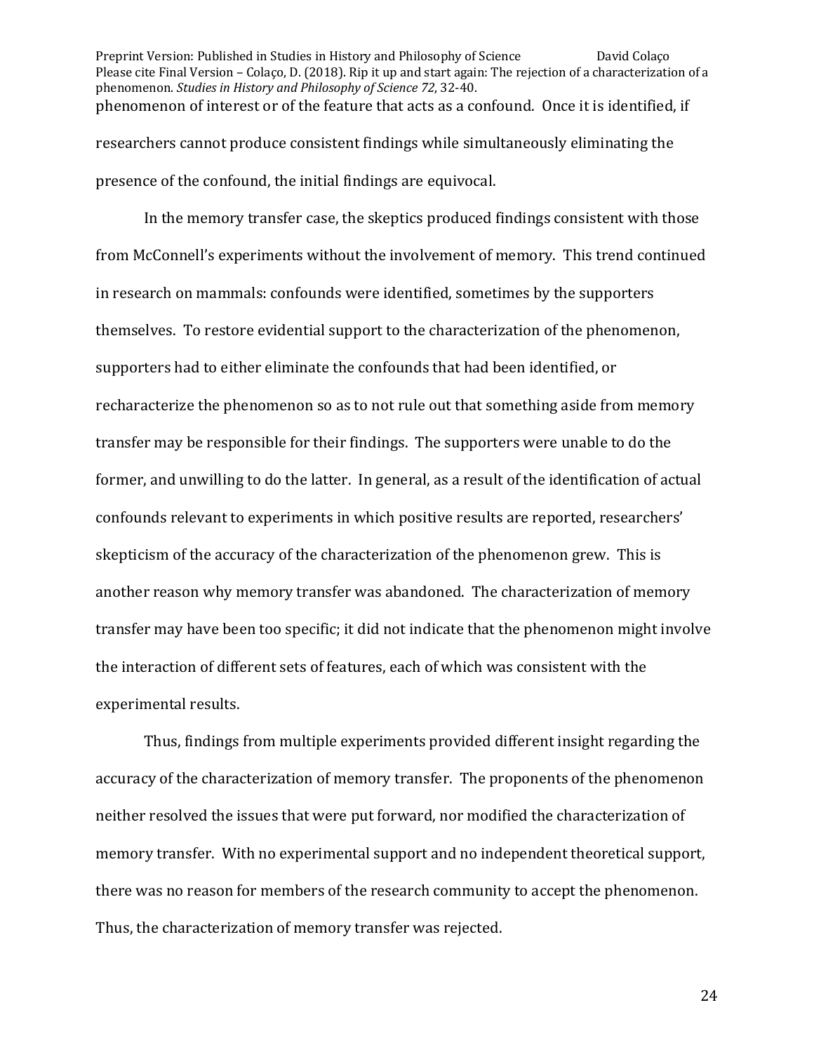phenomenon of interest or of the feature that acts as a confound. Once it is identified, if researchers cannot produce consistent findings while simultaneously eliminating the presence of the confound, the initial findings are equivocal.

In the memory transfer case, the skeptics produced findings consistent with those from McConnell's experiments without the involvement of memory. This trend continued in research on mammals: confounds were identified, sometimes by the supporters themselves. To restore evidential support to the characterization of the phenomenon, supporters had to either eliminate the confounds that had been identified, or recharacterize the phenomenon so as to not rule out that something aside from memory transfer may be responsible for their findings. The supporters were unable to do the former, and unwilling to do the latter. In general, as a result of the identification of actual confounds relevant to experiments in which positive results are reported, researchers' skepticism of the accuracy of the characterization of the phenomenon grew. This is another reason why memory transfer was abandoned. The characterization of memory transfer may have been too specific; it did not indicate that the phenomenon might involve the interaction of different sets of features, each of which was consistent with the experimental results.

Thus, findings from multiple experiments provided different insight regarding the accuracy of the characterization of memory transfer. The proponents of the phenomenon neither resolved the issues that were put forward, nor modified the characterization of memory transfer. With no experimental support and no independent theoretical support, there was no reason for members of the research community to accept the phenomenon. Thus, the characterization of memory transfer was rejected.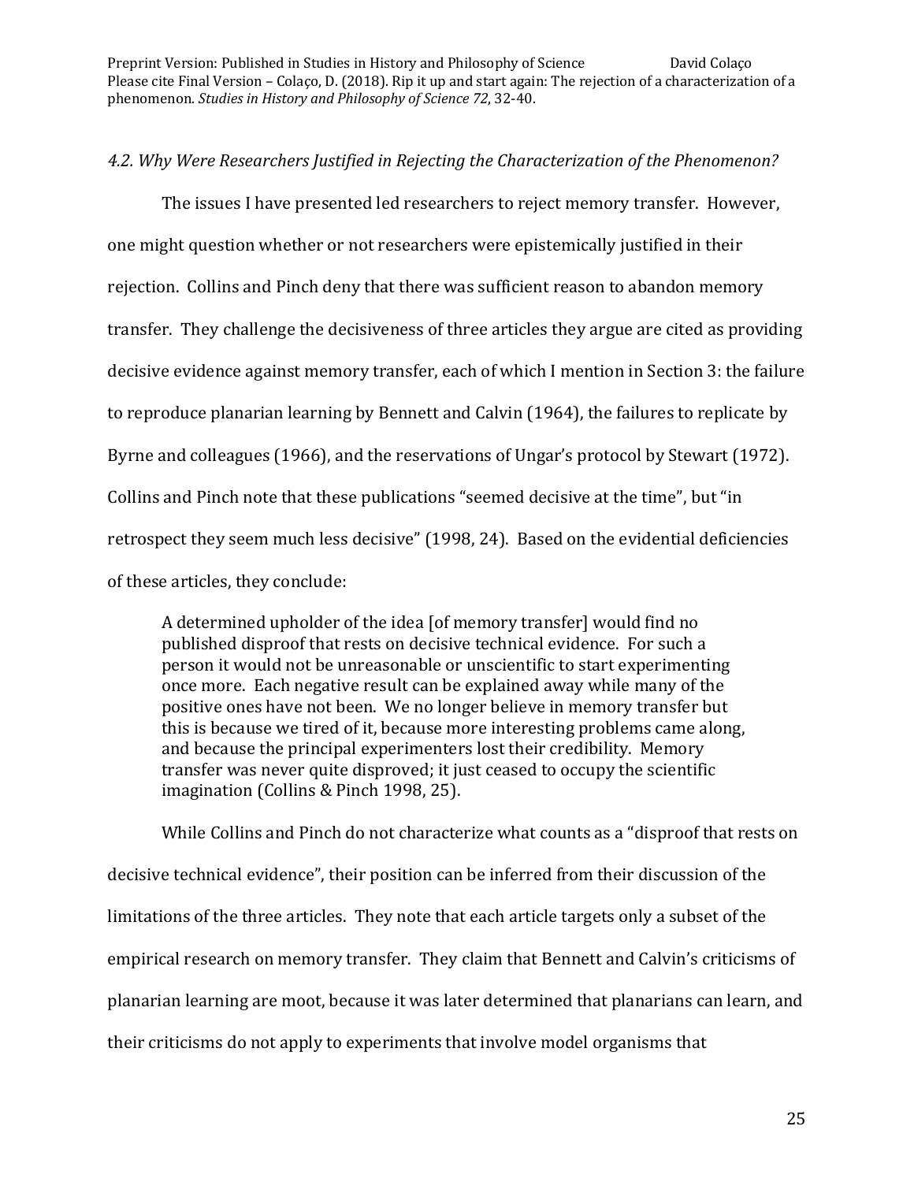### *4.2. Why Were Researchers Justified in Rejecting the Characterization of the Phenomenon?*

The issues I have presented led researchers to reject memory transfer. However, one might question whether or not researchers were epistemically justified in their rejection. Collins and Pinch deny that there was sufficient reason to abandon memory transfer. They challenge the decisiveness of three articles they argue are cited as providing decisive evidence against memory transfer, each of which I mention in Section 3: the failure to reproduce planarian learning by Bennett and Calvin (1964), the failures to replicate by Byrne and colleagues (1966), and the reservations of Ungar's protocol by Stewart (1972). Collins and Pinch note that these publications "seemed decisive at the time", but "in retrospect they seem much less decisive" (1998, 24). Based on the evidential deficiencies of these articles, they conclude:

> A determined upholder of the idea [of memory transfer] would find no published disproof that rests on decisive technical evidence. For such a person it would not be unreasonable or unscientific to start experimenting once more. Each negative result can be explained away while many of the positive ones have not been. We no longer believe in memory transfer but this is because we tired of it, because more interesting problems came along, and because the principal experimenters lost their credibility. Memory transfer was never quite disproved; it just ceased to occupy the scientific imagination (Collins & Pinch 1998, 25).

While Collins and Pinch do not characterize what counts as a "disproof that rests on decisive technical evidence", their position can be inferred from their discussion of the limitations of the three articles. They note that each article targets only a subset of the empirical research on memory transfer. They claim that Bennett and Calvin's criticisms of planarian learning are moot, because it was later determined that planarians can learn, and their criticisms do not apply to experiments that involve model organisms that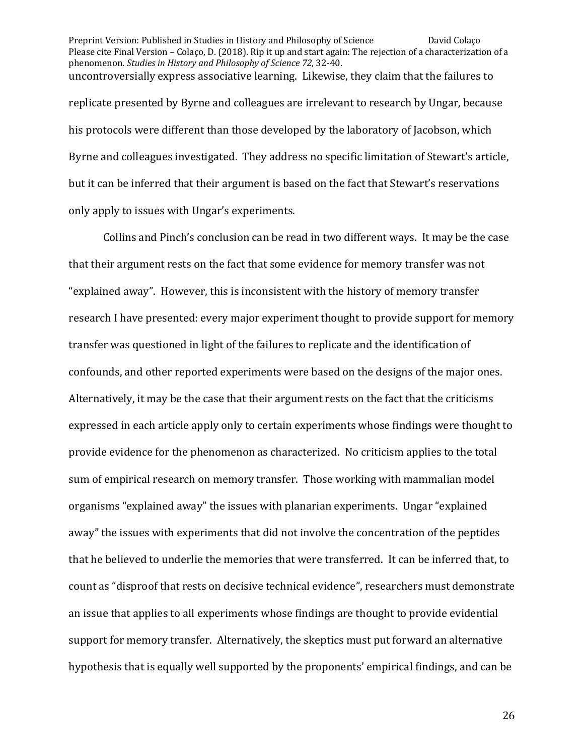uncontroversially express associative learning. Likewise, they claim that the failures to replicate presented by Byrne and colleagues are irrelevant to research by Ungar, because his protocols were different than those developed by the laboratory of Jacobson, which Byrne and colleagues investigated. They address no specific limitation of Stewart's article, but it can be inferred that their argument is based on the fact that Stewart's reservations only apply to issues with Ungar's experiments.

Collins and Pinch's conclusion can be read in two different ways. It may be the case that their argument rests on the fact that some evidence for memory transfer was not "explained away". However, this is inconsistent with the history of memory transfer research I have presented: every major experiment thought to provide support for memory transfer was questioned in light of the failures to replicate and the identification of confounds, and other reported experiments were based on the designs of the major ones. Alternatively, it may be the case that their argument rests on the fact that the criticisms expressed in each article apply only to certain experiments whose findings were thought to provide evidence for the phenomenon as characterized. No criticism applies to the total sum of empirical research on memory transfer. Those working with mammalian model organisms "explained away" the issues with planarian experiments. Ungar "explained away" the issues with experiments that did not involve the concentration of the peptides that he believed to underlie the memories that were transferred. It can be inferred that, to count as "disproof that rests on decisive technical evidence", researchers must demonstrate an issue that applies to all experiments whose findings are thought to provide evidential support for memory transfer. Alternatively, the skeptics must put forward an alternative hypothesis that is equally well supported by the proponents' empirical findings, and can be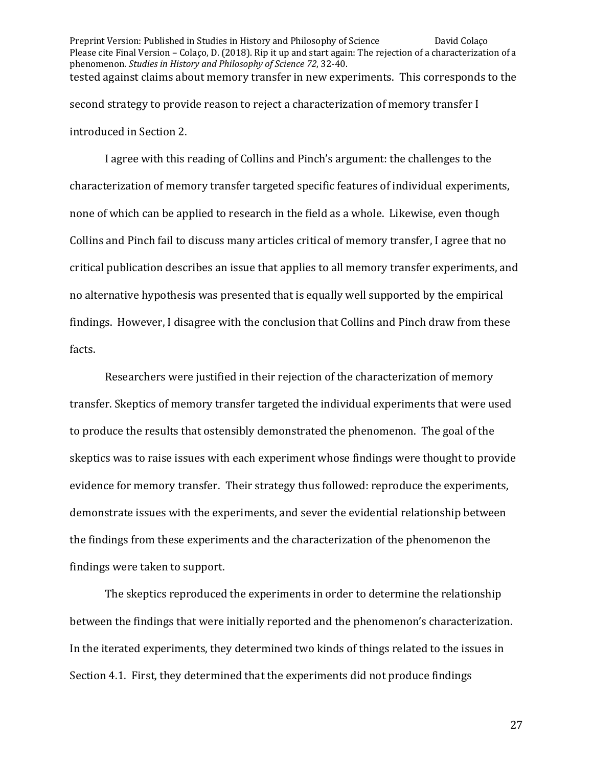tested against claims about memory transfer in new experiments. This corresponds to the second strategy to provide reason to reject a characterization of memory transfer I introduced in Section 2.

I agree with this reading of Collins and Pinch's argument: the challenges to the characterization of memory transfer targeted specific features of individual experiments, none of which can be applied to research in the field as a whole. Likewise, even though Collins and Pinch fail to discuss many articles critical of memory transfer, I agree that no critical publication describes an issue that applies to all memory transfer experiments, and no alternative hypothesis was presented that is equally well supported by the empirical findings. However, I disagree with the conclusion that Collins and Pinch draw from these facts.

Researchers were justified in their rejection of the characterization of memory transfer. Skeptics of memory transfer targeted the individual experiments that were used to produce the results that ostensibly demonstrated the phenomenon. The goal of the skeptics was to raise issues with each experiment whose findings were thought to provide evidence for memory transfer. Their strategy thus followed: reproduce the experiments, demonstrate issues with the experiments, and sever the evidential relationship between the findings from these experiments and the characterization of the phenomenon the findings were taken to support.

The skeptics reproduced the experiments in order to determine the relationship between the findings that were initially reported and the phenomenon's characterization. In the iterated experiments, they determined two kinds of things related to the issues in Section 4.1. First, they determined that the experiments did not produce findings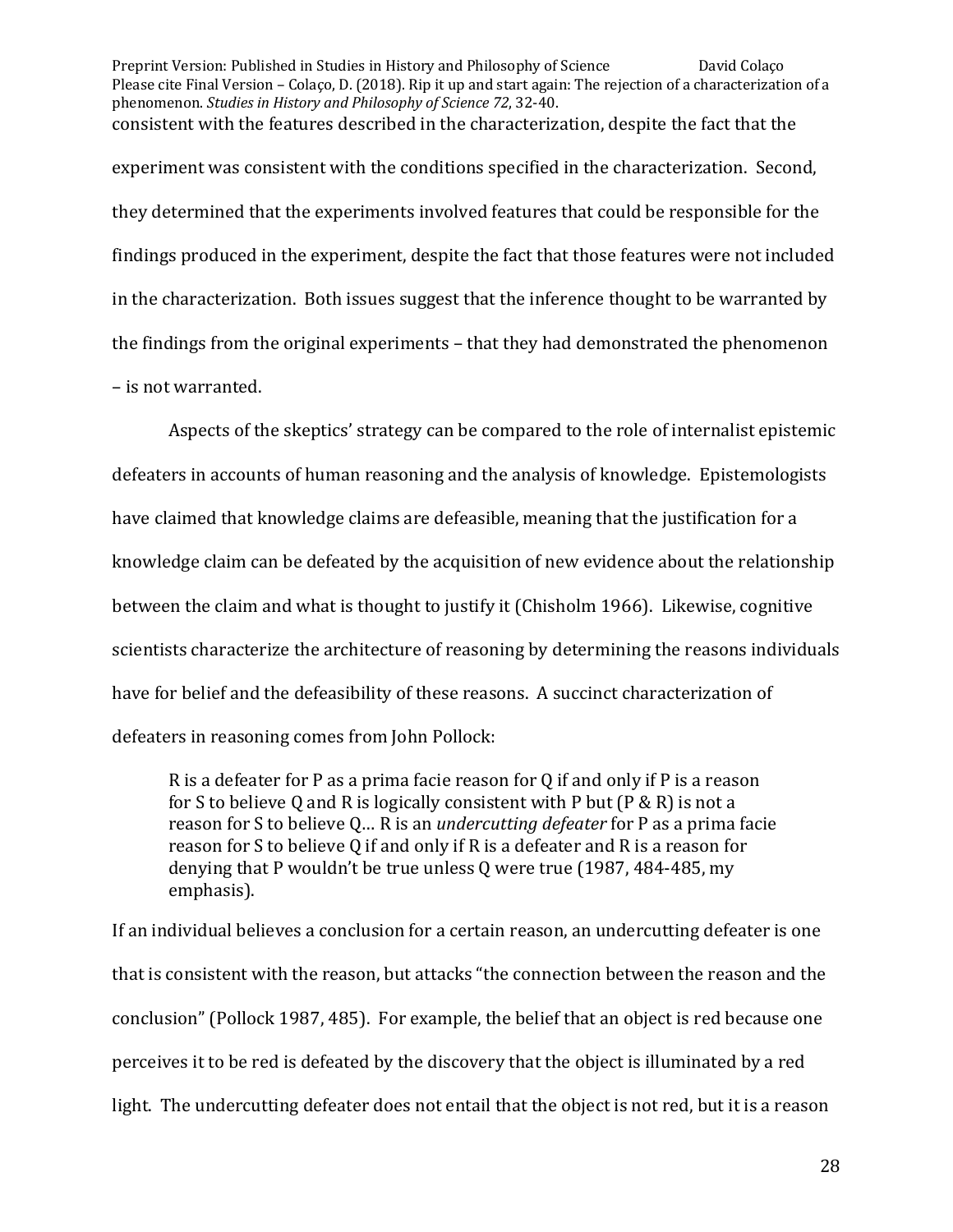consistent with the features described in the characterization, despite the fact that the experiment was consistent with the conditions specified in the characterization. Second, they determined that the experiments involved features that could be responsible for the findings produced in the experiment, despite the fact that those features were not included in the characterization. Both issues suggest that the inference thought to be warranted by the findings from the original experiments – that they had demonstrated the phenomenon – is not warranted.

Aspects of the skeptics' strategy can be compared to the role of internalist epistemic defeaters in accounts of human reasoning and the analysis of knowledge. Epistemologists have claimed that knowledge claims are defeasible, meaning that the justification for a knowledge claim can be defeated by the acquisition of new evidence about the relationship between the claim and what is thought to justify it (Chisholm 1966). Likewise, cognitive scientists characterize the architecture of reasoning by determining the reasons individuals have for belief and the defeasibility of these reasons. A succinct characterization of defeaters in reasoning comes from John Pollock:

> R is a defeater for P as a prima facie reason for Q if and only if P is a reason for S to believe Q and R is logically consistent with P but (P & R) is not a reason for S to believe Q… R is an *undercutting defeater* for P as a prima facie reason for S to believe Q if and only if R is a defeater and R is a reason for denying that P wouldn't be true unless Q were true (1987, 484-485, my emphasis).

If an individual believes a conclusion for a certain reason, an undercutting defeater is one that is consistent with the reason, but attacks "the connection between the reason and the conclusion" (Pollock 1987, 485). For example, the belief that an object is red because one perceives it to be red is defeated by the discovery that the object is illuminated by a red light. The undercutting defeater does not entail that the object is not red, but it is a reason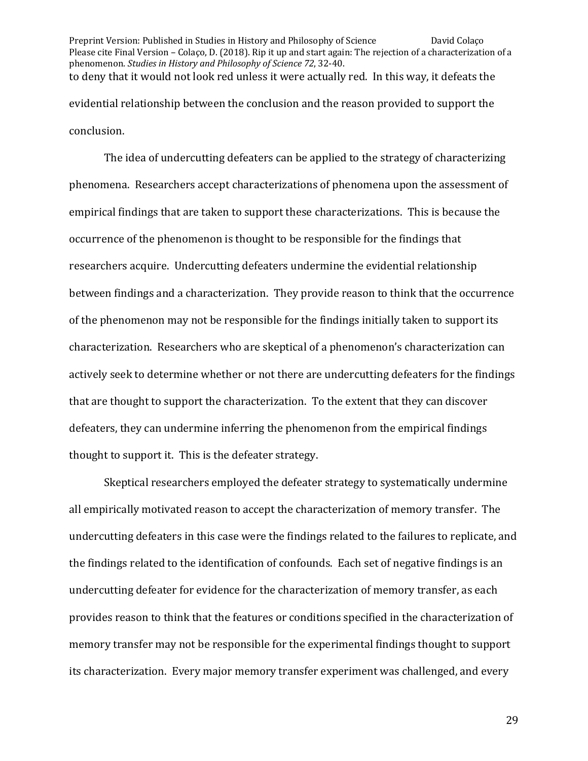to deny that it would not look red unless it were actually red. In this way, it defeats the evidential relationship between the conclusion and the reason provided to support the conclusion.

The idea of undercutting defeaters can be applied to the strategy of characterizing phenomena. Researchers accept characterizations of phenomena upon the assessment of empirical findings that are taken to support these characterizations. This is because the occurrence of the phenomenon is thought to be responsible for the findings that researchers acquire. Undercutting defeaters undermine the evidential relationship between findings and a characterization. They provide reason to think that the occurrence of the phenomenon may not be responsible for the findings initially taken to support its characterization. Researchers who are skeptical of a phenomenon's characterization can actively seek to determine whether or not there are undercutting defeaters for the findings that are thought to support the characterization. To the extent that they can discover defeaters, they can undermine inferring the phenomenon from the empirical findings thought to support it. This is the defeater strategy.

Skeptical researchers employed the defeater strategy to systematically undermine all empirically motivated reason to accept the characterization of memory transfer. The undercutting defeaters in this case were the findings related to the failures to replicate, and the findings related to the identification of confounds. Each set of negative findings is an undercutting defeater for evidence for the characterization of memory transfer, as each provides reason to think that the features or conditions specified in the characterization of memory transfer may not be responsible for the experimental findings thought to support its characterization. Every major memory transfer experiment was challenged, and every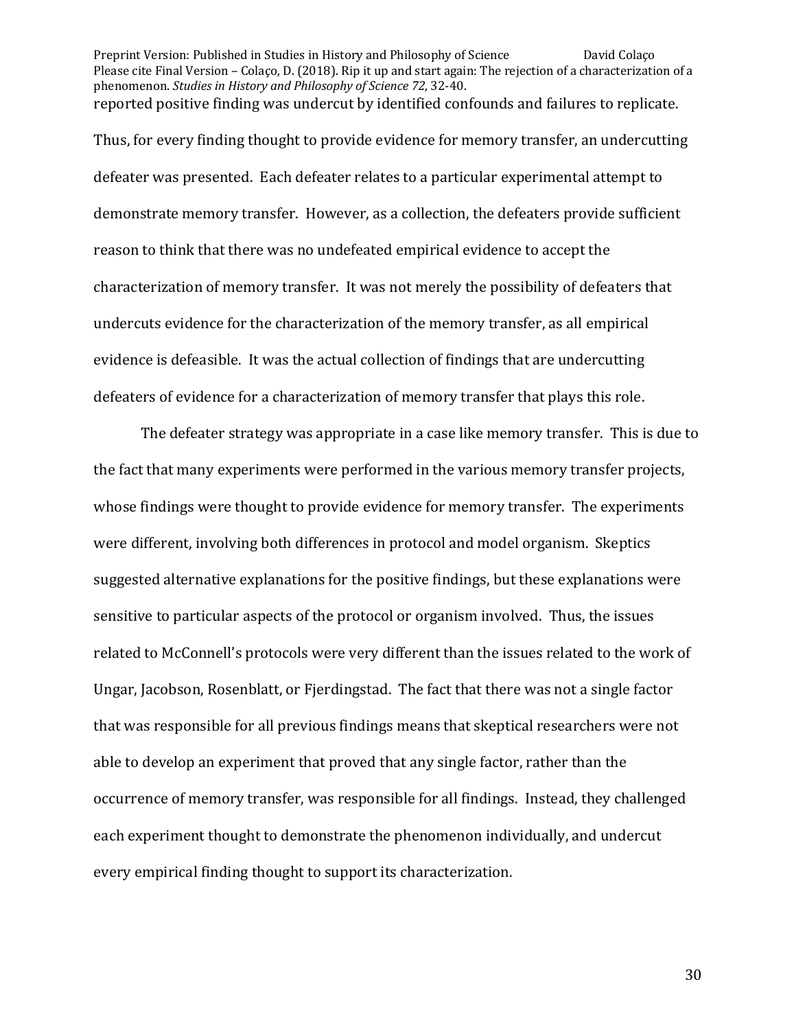reported positive finding was undercut by identified confounds and failures to replicate. Thus, for every finding thought to provide evidence for memory transfer, an undercutting defeater was presented. Each defeater relates to a particular experimental attempt to demonstrate memory transfer. However, as a collection, the defeaters provide sufficient reason to think that there was no undefeated empirical evidence to accept the characterization of memory transfer. It was not merely the possibility of defeaters that undercuts evidence for the characterization of the memory transfer, as all empirical evidence is defeasible. It was the actual collection of findings that are undercutting defeaters of evidence for a characterization of memory transfer that plays this role.

The defeater strategy was appropriate in a case like memory transfer. This is due to the fact that many experiments were performed in the various memory transfer projects, whose findings were thought to provide evidence for memory transfer. The experiments were different, involving both differences in protocol and model organism. Skeptics suggested alternative explanations for the positive findings, but these explanations were sensitive to particular aspects of the protocol or organism involved. Thus, the issues related to McConnell's protocols were very different than the issues related to the work of Ungar, Jacobson, Rosenblatt, or Fjerdingstad. The fact that there was not a single factor that was responsible for all previous findings means that skeptical researchers were not able to develop an experiment that proved that any single factor, rather than the occurrence of memory transfer, was responsible for all findings. Instead, they challenged each experiment thought to demonstrate the phenomenon individually, and undercut every empirical finding thought to support its characterization.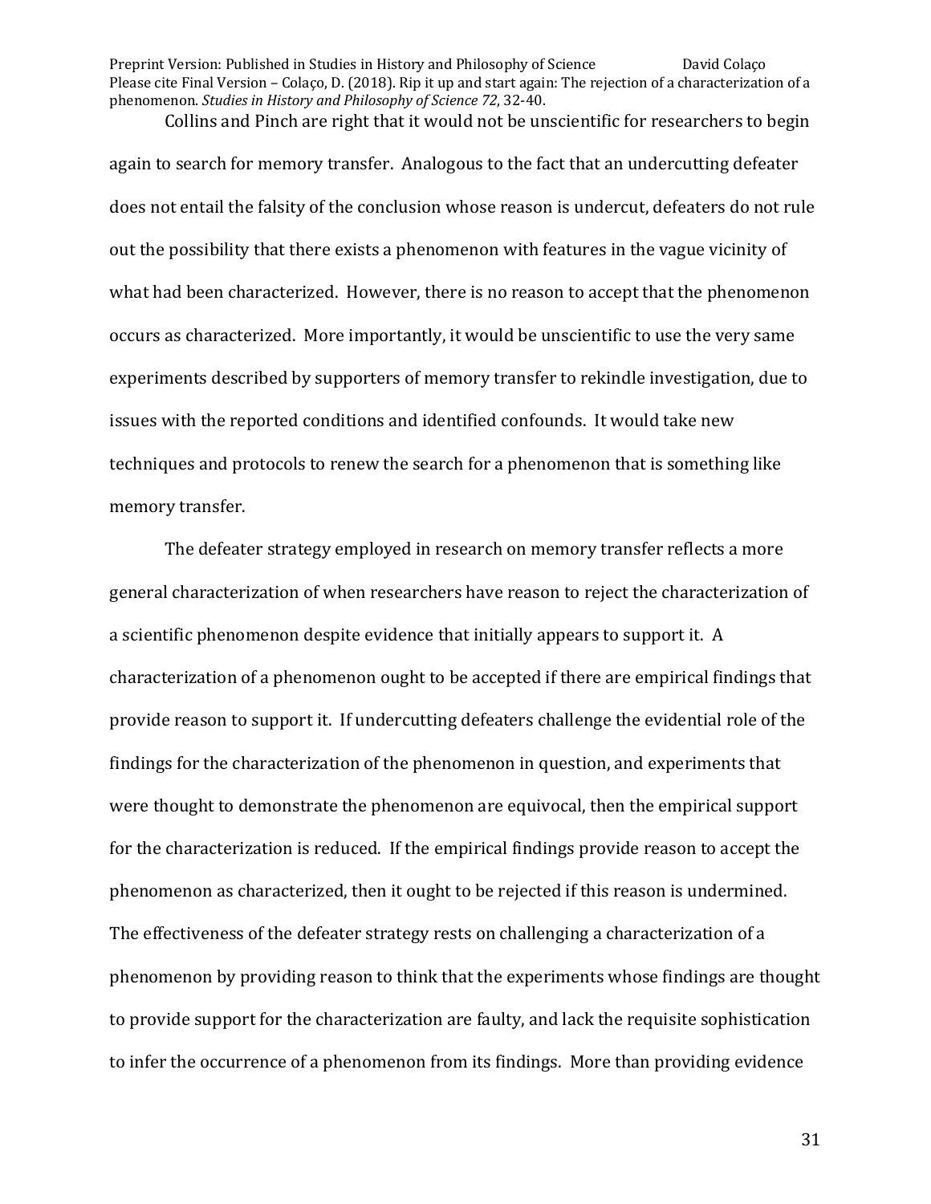Collins and Pinch are right that it would not be unscientific for researchers to begin again to search for memory transfer. Analogous to the fact that an undercutting defeater does not entail the falsity of the conclusion whose reason is undercut, defeaters do not rule out the possibility that there exists a phenomenon with features in the vague vicinity of what had been characterized. However, there is no reason to accept that the phenomenon occurs as characterized. More importantly, it would be unscientific to use the very same experiments described by supporters of memory transfer to rekindle investigation, due to issues with the reported conditions and identified confounds. It would take new techniques and protocols to renew the search for a phenomenon that is something like memory transfer.

The defeater strategy employed in research on memory transfer reflects a more general characterization of when researchers have reason to reject the characterization of a scientific phenomenon despite evidence that initially appears to support it. A characterization of a phenomenon ought to be accepted if there are empirical findings that provide reason to support it. If undercutting defeaters challenge the evidential role of the findings for the characterization of the phenomenon in question, and experiments that were thought to demonstrate the phenomenon are equivocal, then the empirical support for the characterization is reduced. If the empirical findings provide reason to accept the phenomenon as characterized, then it ought to be rejected if this reason is undermined. The effectiveness of the defeater strategy rests on challenging a characterization of a phenomenon by providing reason to think that the experiments whose findings are thought to provide support for the characterization are faulty, and lack the requisite sophistication to infer the occurrence of a phenomenon from its findings. More than providing evidence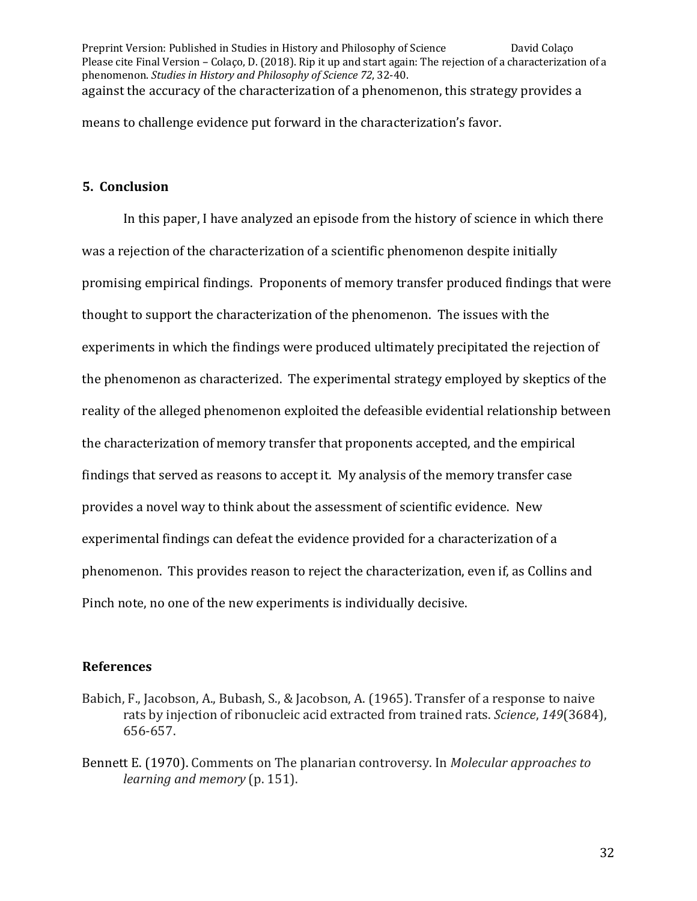against the accuracy of the characterization of a phenomenon, this strategy provides a means to challenge evidence put forward in the characterization's favor.

## 5. Conclusion

In this paper, I have analyzed an episode from the history of science in which there was a rejection of the characterization of a scientific phenomenon despite initially promising empirical findings. Proponents of memory transfer produced findings that were thought to support the characterization of the phenomenon. The issues with the experiments in which the findings were produced ultimately precipitated the rejection of the phenomenon as characterized. The experimental strategy employed by skeptics of the reality of the alleged phenomenon exploited the defeasible evidential relationship between the characterization of memory transfer that proponents accepted, and the empirical findings that served as reasons to accept it. My analysis of the memory transfer case provides a novel way to think about the assessment of scientific evidence. New experimental findings can defeat the evidence provided for a characterization of a phenomenon. This provides reason to reject the characterization, even if, as Collins and Pinch note, no one of the new experiments is individually decisive.

## References

Babich, F., Jacobson, A., Bubash, S., & Jacobson, A. (1965). Transfer of a response to naive rats by injection of ribonucleic acid extracted from trained rats. *Science*, *149*(3684), 656-657.

Bennett E. (1970). Comments on The planarian controversy. In *Molecular approaches to learning and memory* (p. 151).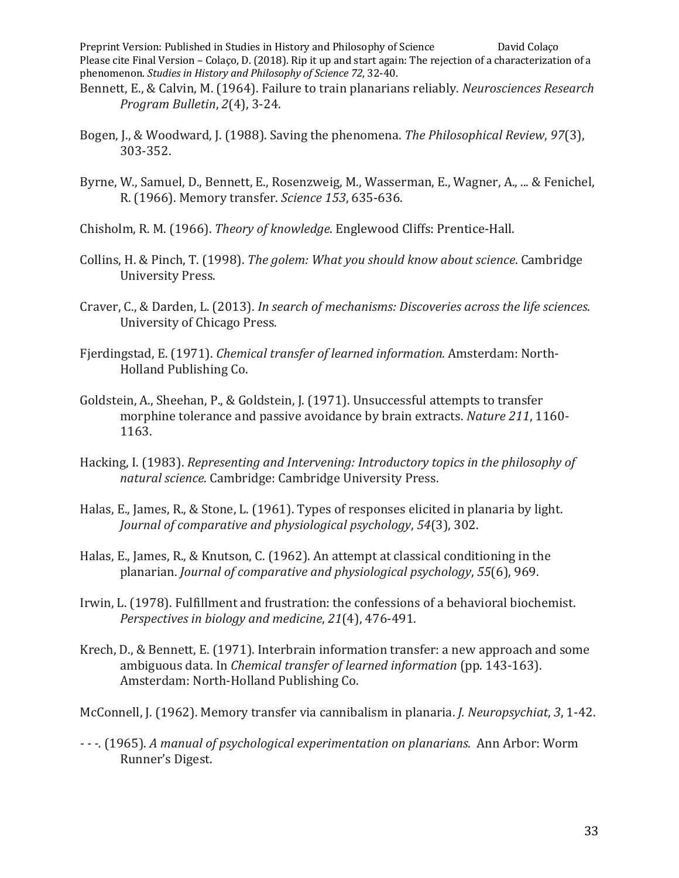Bennett, E., & Calvin, M. (1964). Failure to train planarians reliably. *Neurosciences Research Program Bulletin*, *2*(4), 3-24.

Bogen, J., & Woodward, J. (1988). Saving the phenomena. *The Philosophical Review*, *97*(3), 303-352.

Byrne, W., Samuel, D., Bennett, E., Rosenzweig, M., Wasserman, E., Wagner, A., ... & Fenichel, R. (1966). Memory transfer. *Science 153*, 635-636.

Chisholm, R. M. (1966). *Theory of knowledge*. Englewood Cliffs: Prentice-Hall.

Collins, H. & Pinch, T. (1998). *The golem: What you should know about science*. Cambridge University Press.

Craver, C., & Darden, L. (2013). *In search of mechanisms: Discoveries across the life sciences*. University of Chicago Press.

Fjerdingstad, E. (1971). *Chemical transfer of learned information.* Amsterdam: North-Holland Publishing Co.

Goldstein, A., Sheehan, P., & Goldstein, J. (1971). Unsuccessful attempts to transfer morphine tolerance and passive avoidance by brain extracts. *Nature 211*, 1160-1163.

Hacking, I. (1983). *Representing and Intervening: Introductory topics in the philosophy of natural science*. Cambridge: Cambridge University Press.

Halas, E., James, R., & Stone, L. (1961). Types of responses elicited in planaria by light. *Journal of comparative and physiological psychology*, *54*(3), 302.

Halas, E., James, R., & Knutson, C. (1962). An attempt at classical conditioning in the planarian. *Journal of comparative and physiological psychology*, *55*(6), 969.

Irwin, L. (1978). Fulfillment and frustration: the confessions of a behavioral biochemist. *Perspectives in biology and medicine*, *21*(4), 476-491.

Krech, D., & Bennett, E. (1971). Interbrain information transfer: a new approach and some ambiguous data. In *Chemical transfer of learned information* (pp. 143-163). Amsterdam: North-Holland Publishing Co.

McConnell, J. (1962). Memory transfer via cannibalism in planaria. *J. Neuropsychiat*, *3*, 1-42.

- - -. (1965). *A manual of psychological experimentation on planarians.* Ann Arbor: Worm Runner's Digest.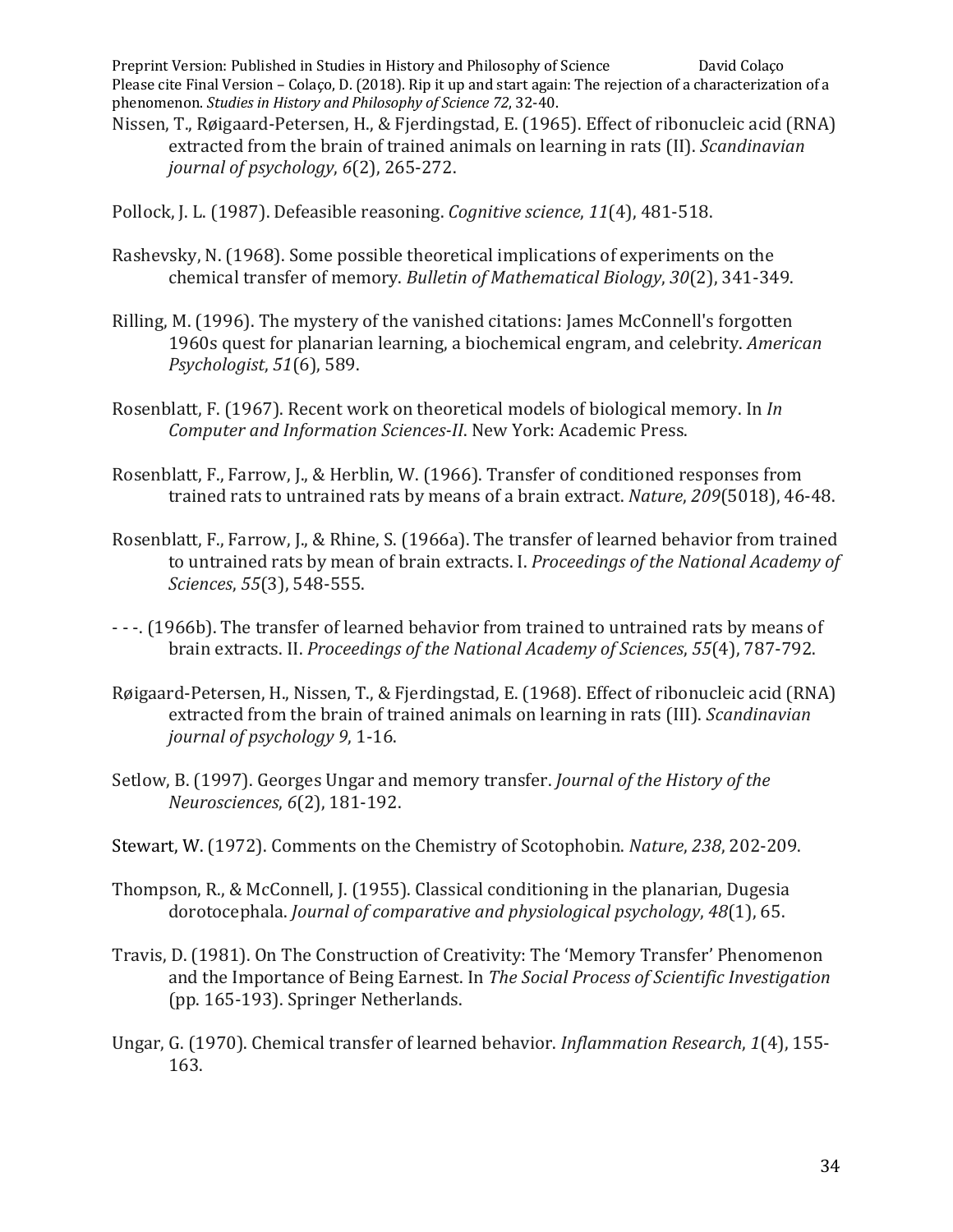Nissen, T., Røigaard-Petersen, H., & Fjerdingstad, E. (1965). Effect of ribonucleic acid (RNA) extracted from the brain of trained animals on learning in rats (II). *Scandinavian journal of psychology*, *6*(2), 265-272.

Pollock, J. L. (1987). Defeasible reasoning. *Cognitive science*, *11*(4), 481-518.

Rashevsky, N. (1968). Some possible theoretical implications of experiments on the chemical transfer of memory. *Bulletin of Mathematical Biology*, *30*(2), 341-349.

Rilling, M. (1996). The mystery of the vanished citations: James McConnell's forgotten 1960s quest for planarian learning, a biochemical engram, and celebrity. *American Psychologist*, *51*(6), 589.

Rosenblatt, F. (1967). Recent work on theoretical models of biological memory. In *In Computer and Information Sciences-II*. New York: Academic Press.

Rosenblatt, F., Farrow, J., & Herblin, W. (1966). Transfer of conditioned responses from trained rats to untrained rats by means of a brain extract. *Nature*, *209*(5018), 46-48.

Rosenblatt, F., Farrow, J., & Rhine, S. (1966a). The transfer of learned behavior from trained to untrained rats by mean of brain extracts. I. *Proceedings of the National Academy of Sciences*, *55*(3), 548-555.

- - -. (1966b). The transfer of learned behavior from trained to untrained rats by means of brain extracts. II. *Proceedings of the National Academy of Sciences*, *55*(4), 787-792.

Røigaard-Petersen, H., Nissen, T., & Fjerdingstad, E. (1968). Effect of ribonucleic acid (RNA) extracted from the brain of trained animals on learning in rats (III). *Scandinavian journal of psychology 9*, 1-16.

Setlow, B. (1997). Georges Ungar and memory transfer. *Journal of the History of the Neurosciences*, *6*(2), 181-192.

Stewart, W. (1972). Comments on the Chemistry of Scotophobin. *Nature*, *238*, 202-209.

Thompson, R., & McConnell, J. (1955). Classical conditioning in the planarian, Dugesia dorotocephala. *Journal of comparative and physiological psychology*, *48*(1), 65.

Travis, D. (1981). On The Construction of Creativity: The 'Memory Transfer' Phenomenon and the Importance of Being Earnest. In *The Social Process of Scientific Investigation* (pp. 165-193). Springer Netherlands.

Ungar, G. (1970). Chemical transfer of learned behavior. *Inflammation Research*, *1*(4), 155-163.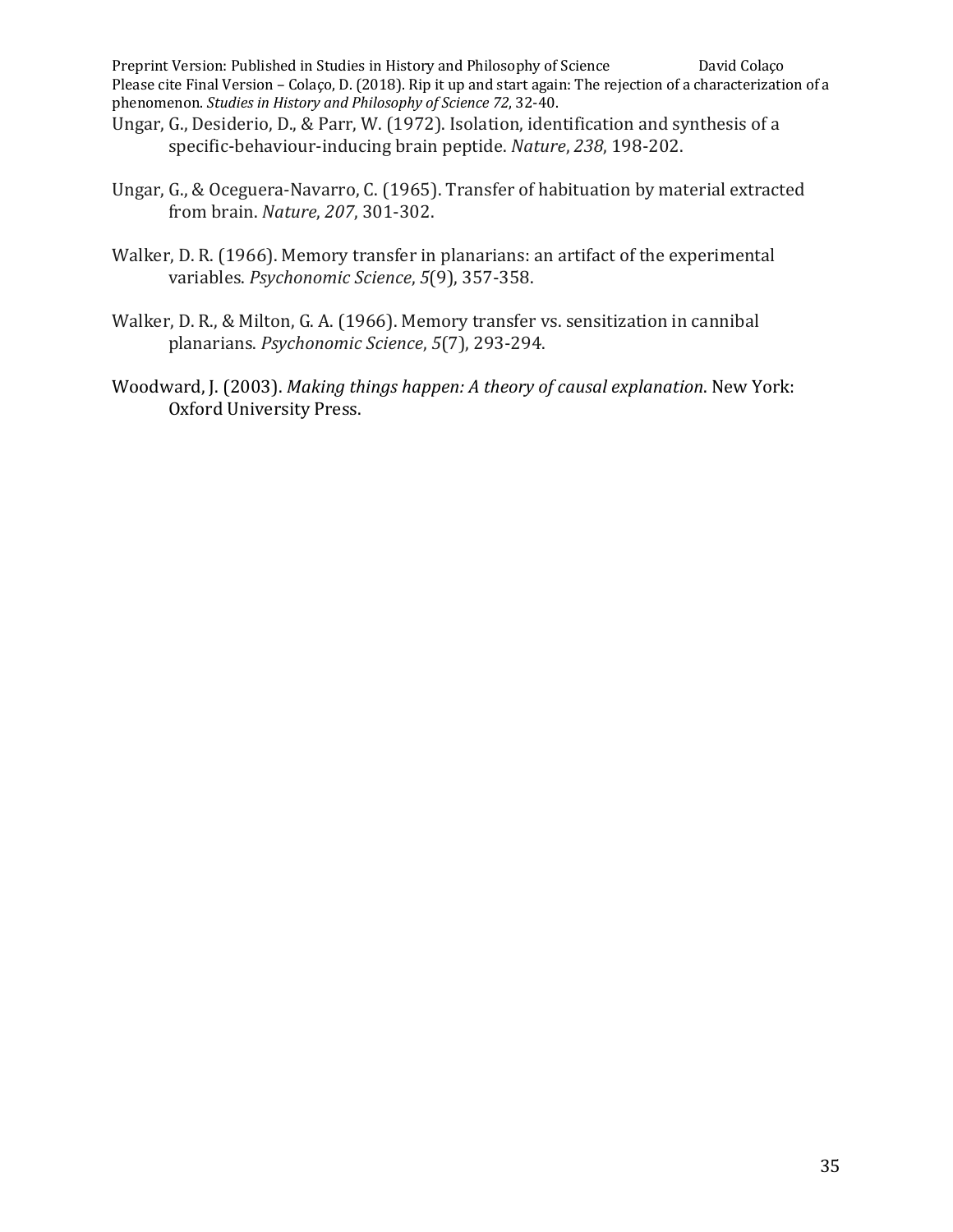Ungar, G., Desiderio, D., & Parr, W. (1972). Isolation, identification and synthesis of a specific-behaviour-inducing brain peptide. *Nature*, *238*, 198-202.

Ungar, G., & Oceguera-Navarro, C. (1965). Transfer of habituation by material extracted from brain. *Nature*, *207*, 301-302.

Walker, D. R. (1966). Memory transfer in planarians: an artifact of the experimental variables. *Psychonomic Science*, *5*(9), 357-358.

Walker, D. R., & Milton, G. A. (1966). Memory transfer vs. sensitization in cannibal planarians. *Psychonomic Science*, *5*(7), 293-294.

Woodward, J. (2003). *Making things happen: A theory of causal explanation*. New York: Oxford University Press.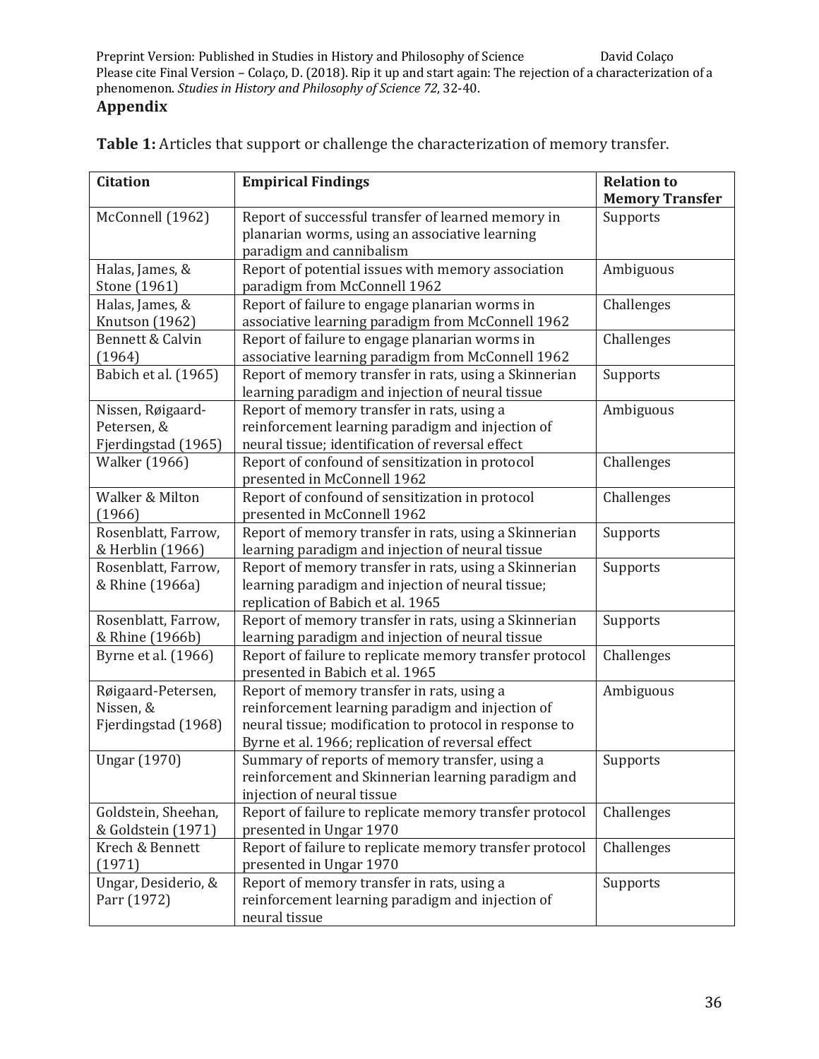## Appendix

**Table 1:** Articles that support or challenge the characterization of memory transfer.

| Citation | Empirical Findings | Relation to Memory Transfer |
|---|---|---|
| McConnell (1962) | Report of successful transfer of learned memory in planarian worms, using an associative learning paradigm and cannibalism | Supports |
| Halas, James, & Stone (1961) | Report of potential issues with memory association paradigm from McConnell 1962 | Ambiguous |
| Halas, James, & Knutson (1962) | Report of failure to engage planarian worms in associative learning paradigm from McConnell 1962 | Challenges |
| Bennett & Calvin (1964) | Report of failure to engage planarian worms in associative learning paradigm from McConnell 1962 | Challenges |
| Babich et al. (1965) | Report of memory transfer in rats, using a Skinnerian learning paradigm and injection of neural tissue | Supports |
| Nissen, Røigaard-Petersen, & Fjerdingstad (1965) | Report of memory transfer in rats, using a reinforcement learning paradigm and injection of neural tissue; identification of reversal effect | Ambiguous |
| Walker (1966) | Report of confound of sensitization in protocol presented in McConnell 1962 | Challenges |
| Walker & Milton (1966) | Report of confound of sensitization in protocol presented in McConnell 1962 | Challenges |
| Rosenblatt, Farrow, & Herblin (1966) | Report of memory transfer in rats, using a Skinnerian learning paradigm and injection of neural tissue | Supports |
| Rosenblatt, Farrow, & Rhine (1966a) | Report of memory transfer in rats, using a Skinnerian learning paradigm and injection of neural tissue; replication of Babich et al. 1965 | Supports |
| Rosenblatt, Farrow, & Rhine (1966b) | Report of memory transfer in rats, using a Skinnerian learning paradigm and injection of neural tissue | Supports |
| Byrne et al. (1966) | Report of failure to replicate memory transfer protocol presented in Babich et al. 1965 | Challenges |
| Røigaard-Petersen, Nissen, & Fjerdingstad (1968) | Report of memory transfer in rats, using a reinforcement learning paradigm and injection of neural tissue; modification to protocol in response to Byrne et al. 1966; replication of reversal effect | Ambiguous |
| Ungar (1970) | Summary of reports of memory transfer, using a reinforcement and Skinnerian learning paradigm and injection of neural tissue | Supports |
| Goldstein, Sheehan, & Goldstein (1971) | Report of failure to replicate memory transfer protocol presented in Ungar 1970 | Challenges |
| Krech & Bennett (1971) | Report of failure to replicate memory transfer protocol presented in Ungar 1970 | Challenges |
| Ungar, Desiderio, & Parr (1972) | Report of memory transfer in rats, using a reinforcement learning paradigm and injection of neural tissue | Supports |